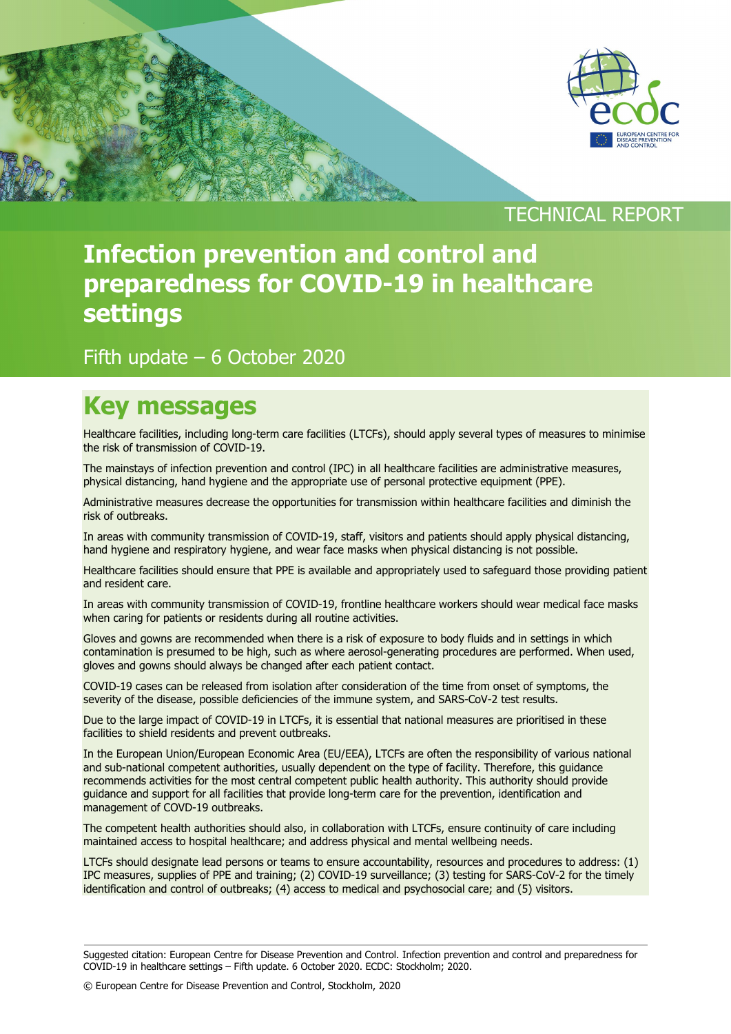TECHNICAL REPORT

# Infection prevention and control and preparedness for COVID-19 in healthcare settings

Fifth update – 6 October 2020

## Key messages

Healthcare facilities, including long-term care facilities (LTCFs), should apply several types of measures to minimise the risk of transmission of COVID-19.

The mainstays of infection prevention and control (IPC) in all healthcare facilities are administrative measures, physical distancing, hand hygiene and the appropriate use of personal protective equipment (PPE).

Administrative measures decrease the opportunities for transmission within healthcare facilities and diminish the risk of outbreaks.

In areas with community transmission of COVID-19, staff, visitors and patients should apply physical distancing, hand hygiene and respiratory hygiene, and wear face masks when physical distancing is not possible.

Healthcare facilities should ensure that PPE is available and appropriately used to safeguard those providing patient and resident care.

In areas with community transmission of COVID-19, frontline healthcare workers should wear medical face masks when caring for patients or residents during all routine activities.

Gloves and gowns are recommended when there is a risk of exposure to body fluids and in settings in which contamination is presumed to be high, such as where aerosol-generating procedures are performed. When used, gloves and gowns should always be changed after each patient contact.

COVID-19 cases can be released from isolation after consideration of the time from onset of symptoms, the severity of the disease, possible deficiencies of the immune system, and SARS-CoV-2 test results.

Due to the large impact of COVID-19 in LTCFs, it is essential that national measures are prioritised in these facilities to shield residents and prevent outbreaks.

In the European Union/European Economic Area (EU/EEA), LTCFs are often the responsibility of various national and sub-national competent authorities, usually dependent on the type of facility. Therefore, this guidance recommends activities for the most central competent public health authority. This authority should provide guidance and support for all facilities that provide long-term care for the prevention, identification and management of COVD-19 outbreaks.

The competent health authorities should also, in collaboration with LTCFs, ensure continuity of care including maintained access to hospital healthcare; and address physical and mental wellbeing needs.

LTCFs should designate lead persons or teams to ensure accountability, resources and procedures to address: (1) IPC measures, supplies of PPE and training; (2) COVID-19 surveillance; (3) testing for SARS-CoV-2 for the timely identification and control of outbreaks; (4) access to medical and psychosocial care; and (5) visitors.

Suggested citation: European Centre for Disease Prevention and Control. Infection prevention and control and preparedness for COVID-19 in healthcare settings – Fifth update. 6 October 2020. ECDC: Stockholm; 2020.

© European Centre for Disease Prevention and Control, Stockholm, 2020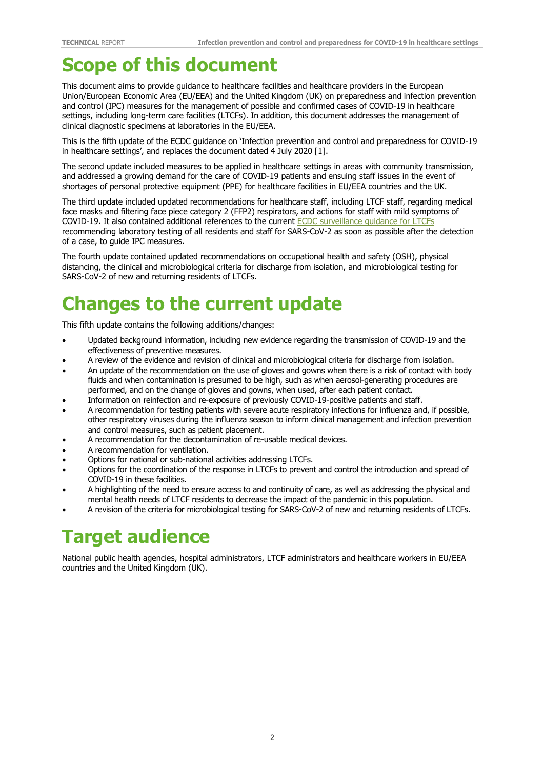# Scope of this document

This document aims to provide guidance to healthcare facilities and healthcare providers in the European Union/European Economic Area (EU/EEA) and the United Kingdom (UK) on preparedness and infection prevention and control (IPC) measures for the management of possible and confirmed cases of COVID-19 in healthcare settings, including long-term care facilities (LTCFs). In addition, this document addresses the management of clinical diagnostic specimens at laboratories in the EU/EEA.

This is the fifth update of the ECDC guidance on 'Infection prevention and control and preparedness for COVID-19 in healthcare settings', and replaces the document dated 4 July 2020 [1].

The second update included measures to be applied in healthcare settings in areas with community transmission, and addressed a growing demand for the care of COVID-19 patients and ensuing staff issues in the event of shortages of personal protective equipment (PPE) for healthcare facilities in EU/EEA countries and the UK.

The third update included updated recommendations for healthcare staff, including LTCF staff, regarding medical face masks and filtering face piece category 2 (FFP2) respirators, and actions for staff with mild symptoms of COVID-19. It also contained additional references to the current ECDC surveillance guidance for LTCFs recommending laboratory testing of all residents and staff for SARS-CoV-2 as soon as possible after the detection of a case, to guide IPC measures.

The fourth update contained updated recommendations on occupational health and safety (OSH), physical distancing, the clinical and microbiological criteria for discharge from isolation, and microbiological testing for SARS-CoV-2 of new and returning residents of LTCFs.

# Changes to the current update

This fifth update contains the following additions/changes:

- Updated background information, including new evidence regarding the transmission of COVID-19 and the effectiveness of preventive measures.
- A review of the evidence and revision of clinical and microbiological criteria for discharge from isolation.
- An update of the recommendation on the use of gloves and gowns when there is a risk of contact with body fluids and when contamination is presumed to be high, such as when aerosol-generating procedures are performed, and on the change of gloves and gowns, when used, after each patient contact.
- Information on reinfection and re-exposure of previously COVID-19-positive patients and staff.
- A recommendation for testing patients with severe acute respiratory infections for influenza and, if possible, other respiratory viruses during the influenza season to inform clinical management and infection prevention and control measures, such as patient placement.
- A recommendation for the decontamination of re-usable medical devices.
- A recommendation for ventilation.
- Options for national or sub-national activities addressing LTCFs.
- Options for the coordination of the response in LTCFs to prevent and control the introduction and spread of COVID-19 in these facilities.
- A highlighting of the need to ensure access to and continuity of care, as well as addressing the physical and mental health needs of LTCF residents to decrease the impact of the pandemic in this population.
- A revision of the criteria for microbiological testing for SARS-CoV-2 of new and returning residents of LTCFs.

# Target audience

National public health agencies, hospital administrators, LTCF administrators and healthcare workers in EU/EEA countries and the United Kingdom (UK).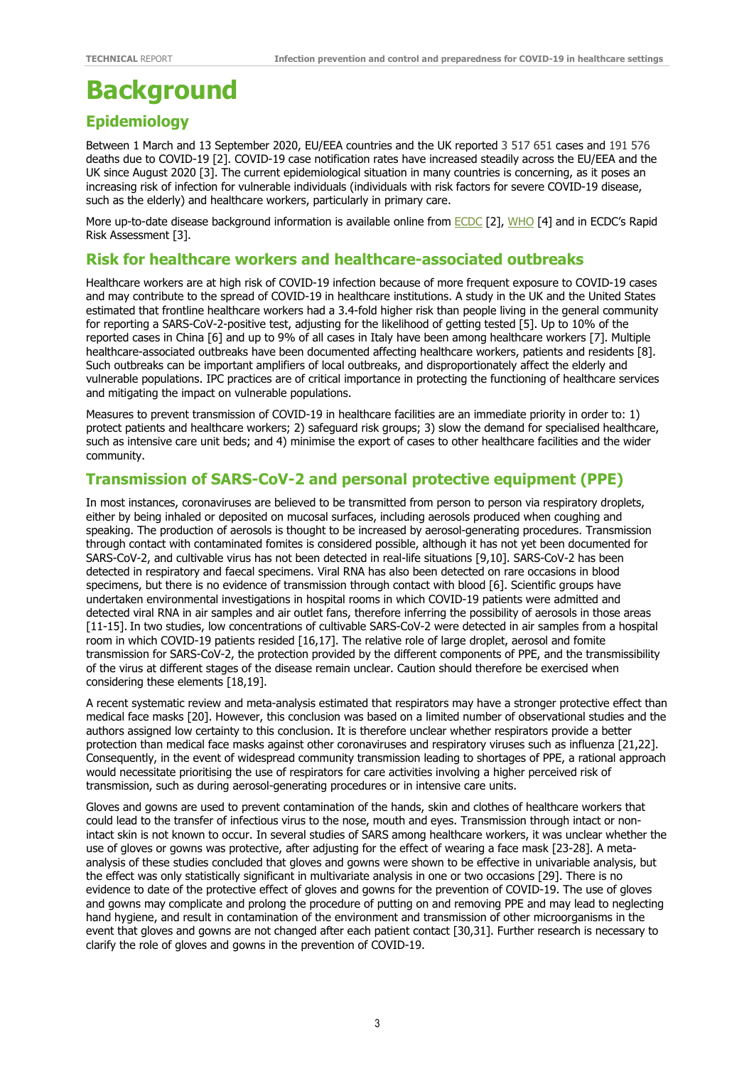# Background

## Epidemiology

Between 1 March and 13 September 2020, EU/EEA countries and the UK reported 3 517 651 cases and 191 576 deaths due to COVID-19 [2]. COVID-19 case notification rates have increased steadily across the EU/EEA and the UK since August 2020 [3]. The current epidemiological situation in many countries is concerning, as it poses an increasing risk of infection for vulnerable individuals (individuals with risk factors for severe COVID-19 disease, such as the elderly) and healthcare workers, particularly in primary care.

More up-to-date disease background information is available online from ECDC [2], WHO [4] and in ECDC's Rapid Risk Assessment [3].

## Risk for healthcare workers and healthcare-associated outbreaks

Healthcare workers are at high risk of COVID-19 infection because of more frequent exposure to COVID-19 cases and may contribute to the spread of COVID-19 in healthcare institutions. A study in the UK and the United States estimated that frontline healthcare workers had a 3.4-fold higher risk than people living in the general community for reporting a SARS-CoV-2-positive test, adjusting for the likelihood of getting tested [5]. Up to 10% of the reported cases in China [6] and up to 9% of all cases in Italy have been among healthcare workers [7]. Multiple healthcare-associated outbreaks have been documented affecting healthcare workers, patients and residents [8]. Such outbreaks can be important amplifiers of local outbreaks, and disproportionately affect the elderly and vulnerable populations. IPC practices are of critical importance in protecting the functioning of healthcare services and mitigating the impact on vulnerable populations.

Measures to prevent transmission of COVID-19 in healthcare facilities are an immediate priority in order to: 1) protect patients and healthcare workers; 2) safeguard risk groups; 3) slow the demand for specialised healthcare, such as intensive care unit beds; and 4) minimise the export of cases to other healthcare facilities and the wider community.

## Transmission of SARS-CoV-2 and personal protective equipment (PPE)

In most instances, coronaviruses are believed to be transmitted from person to person via respiratory droplets, either by being inhaled or deposited on mucosal surfaces, including aerosols produced when coughing and speaking. The production of aerosols is thought to be increased by aerosol-generating procedures. Transmission through contact with contaminated fomites is considered possible, although it has not yet been documented for SARS-CoV-2, and cultivable virus has not been detected in real-life situations [9,10]. SARS-CoV-2 has been detected in respiratory and faecal specimens. Viral RNA has also been detected on rare occasions in blood specimens, but there is no evidence of transmission through contact with blood [6]. Scientific groups have undertaken environmental investigations in hospital rooms in which COVID-19 patients were admitted and detected viral RNA in air samples and air outlet fans, therefore inferring the possibility of aerosols in those areas [11-15]. In two studies, low concentrations of cultivable SARS-CoV-2 were detected in air samples from a hospital room in which COVID-19 patients resided [16,17]. The relative role of large droplet, aerosol and fomite transmission for SARS-CoV-2, the protection provided by the different components of PPE, and the transmissibility of the virus at different stages of the disease remain unclear. Caution should therefore be exercised when considering these elements [18,19].

A recent systematic review and meta-analysis estimated that respirators may have a stronger protective effect than medical face masks [20]. However, this conclusion was based on a limited number of observational studies and the authors assigned low certainty to this conclusion. It is therefore unclear whether respirators provide a better protection than medical face masks against other coronaviruses and respiratory viruses such as influenza [21,22]. Consequently, in the event of widespread community transmission leading to shortages of PPE, a rational approach would necessitate prioritising the use of respirators for care activities involving a higher perceived risk of transmission, such as during aerosol-generating procedures or in intensive care units.

Gloves and gowns are used to prevent contamination of the hands, skin and clothes of healthcare workers that could lead to the transfer of infectious virus to the nose, mouth and eyes. Transmission through intact or non-intact skin is not known to occur. In several studies of SARS among healthcare workers, it was unclear whether the use of gloves or gowns was protective, after adjusting for the effect of wearing a face mask [23-28]. A meta-analysis of these studies concluded that gloves and gowns were shown to be effective in univariable analysis, but the effect was only statistically significant in multivariate analysis in one or two occasions [29]. There is no evidence to date of the protective effect of gloves and gowns for the prevention of COVID-19. The use of gloves and gowns may complicate and prolong the procedure of putting on and removing PPE and may lead to neglecting hand hygiene, and result in contamination of the environment and transmission of other microorganisms in the event that gloves and gowns are not changed after each patient contact [30,31]. Further research is necessary to clarify the role of gloves and gowns in the prevention of COVID-19.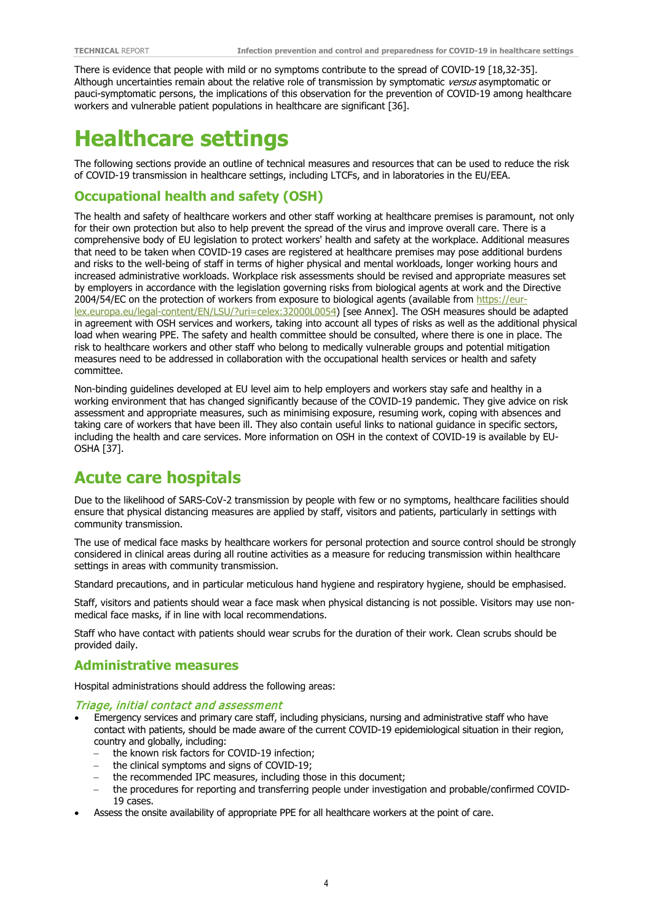There is evidence that people with mild or no symptoms contribute to the spread of COVID-19 [18,32-35]. Although uncertainties remain about the relative role of transmission by symptomatic *versus* asymptomatic or pauci-symptomatic persons, the implications of this observation for the prevention of COVID-19 among healthcare workers and vulnerable patient populations in healthcare are significant [36].

# Healthcare settings

The following sections provide an outline of technical measures and resources that can be used to reduce the risk of COVID-19 transmission in healthcare settings, including LTCFs, and in laboratories in the EU/EEA.

## Occupational health and safety (OSH)

The health and safety of healthcare workers and other staff working at healthcare premises is paramount, not only for their own protection but also to help prevent the spread of the virus and improve overall care. There is a comprehensive body of EU legislation to protect workers' health and safety at the workplace. Additional measures that need to be taken when COVID-19 cases are registered at healthcare premises may pose additional burdens and risks to the well-being of staff in terms of higher physical and mental workloads, longer working hours and increased administrative workloads. Workplace risk assessments should be revised and appropriate measures set by employers in accordance with the legislation governing risks from biological agents at work and the Directive 2004/54/EC on the protection of workers from exposure to biological agents (available from https://eur-lex.europa.eu/legal-content/EN/LSU/?uri=celex:32000L0054) [see Annex]. The OSH measures should be adapted in agreement with OSH services and workers, taking into account all types of risks as well as the additional physical load when wearing PPE. The safety and health committee should be consulted, where there is one in place. The risk to healthcare workers and other staff who belong to medically vulnerable groups and potential mitigation measures need to be addressed in collaboration with the occupational health services or health and safety committee.

Non-binding guidelines developed at EU level aim to help employers and workers stay safe and healthy in a working environment that has changed significantly because of the COVID-19 pandemic. They give advice on risk assessment and appropriate measures, such as minimising exposure, resuming work, coping with absences and taking care of workers that have been ill. They also contain useful links to national guidance in specific sectors, including the health and care services. More information on OSH in the context of COVID-19 is available by EU-OSHA [37].

## Acute care hospitals

Due to the likelihood of SARS-CoV-2 transmission by people with few or no symptoms, healthcare facilities should ensure that physical distancing measures are applied by staff, visitors and patients, particularly in settings with community transmission.

The use of medical face masks by healthcare workers for personal protection and source control should be strongly considered in clinical areas during all routine activities as a measure for reducing transmission within healthcare settings in areas with community transmission.

Standard precautions, and in particular meticulous hand hygiene and respiratory hygiene, should be emphasised.

Staff, visitors and patients should wear a face mask when physical distancing is not possible. Visitors may use non-medical face masks, if in line with local recommendations.

Staff who have contact with patients should wear scrubs for the duration of their work. Clean scrubs should be provided daily.

### Administrative measures

Hospital administrations should address the following areas:

#### *Triage, initial contact and assessment*

- Emergency services and primary care staff, including physicians, nursing and administrative staff who have contact with patients, should be made aware of the current COVID-19 epidemiological situation in their region, country and globally, including:
  - the known risk factors for COVID-19 infection;
  - the clinical symptoms and signs of COVID-19;
  - the recommended IPC measures, including those in this document;
  - the procedures for reporting and transferring people under investigation and probable/confirmed COVID-19 cases.
- Assess the onsite availability of appropriate PPE for all healthcare workers at the point of care.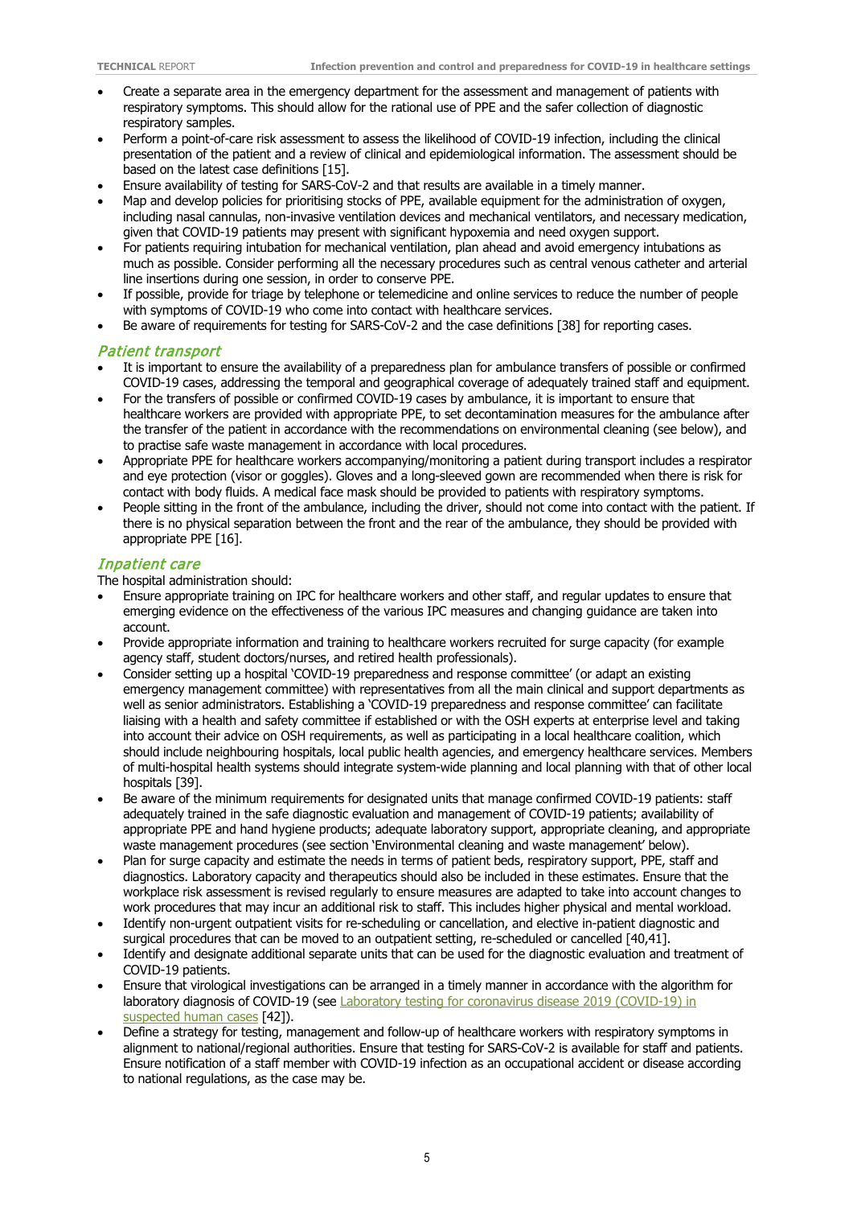- Create a separate area in the emergency department for the assessment and management of patients with respiratory symptoms. This should allow for the rational use of PPE and the safer collection of diagnostic respiratory samples.
- Perform a point-of-care risk assessment to assess the likelihood of COVID-19 infection, including the clinical presentation of the patient and a review of clinical and epidemiological information. The assessment should be based on the latest case definitions [15].
- Ensure availability of testing for SARS-CoV-2 and that results are available in a timely manner.
- Map and develop policies for prioritising stocks of PPE, available equipment for the administration of oxygen, including nasal cannulas, non-invasive ventilation devices and mechanical ventilators, and necessary medication, given that COVID-19 patients may present with significant hypoxemia and need oxygen support.
- For patients requiring intubation for mechanical ventilation, plan ahead and avoid emergency intubations as much as possible. Consider performing all the necessary procedures such as central venous catheter and arterial line insertions during one session, in order to conserve PPE.
- If possible, provide for triage by telephone or telemedicine and online services to reduce the number of people with symptoms of COVID-19 who come into contact with healthcare services.
- Be aware of requirements for testing for SARS-CoV-2 and the case definitions [38] for reporting cases.

### *Patient transport*

- It is important to ensure the availability of a preparedness plan for ambulance transfers of possible or confirmed COVID-19 cases, addressing the temporal and geographical coverage of adequately trained staff and equipment.
- For the transfers of possible or confirmed COVID-19 cases by ambulance, it is important to ensure that healthcare workers are provided with appropriate PPE, to set decontamination measures for the ambulance after the transfer of the patient in accordance with the recommendations on environmental cleaning (see below), and to practise safe waste management in accordance with local procedures.
- Appropriate PPE for healthcare workers accompanying/monitoring a patient during transport includes a respirator and eye protection (visor or goggles). Gloves and a long-sleeved gown are recommended when there is risk for contact with body fluids. A medical face mask should be provided to patients with respiratory symptoms.
- People sitting in the front of the ambulance, including the driver, should not come into contact with the patient. If there is no physical separation between the front and the rear of the ambulance, they should be provided with appropriate PPE [16].

### *Inpatient care*

The hospital administration should:

- Ensure appropriate training on IPC for healthcare workers and other staff, and regular updates to ensure that emerging evidence on the effectiveness of the various IPC measures and changing guidance are taken into account.
- Provide appropriate information and training to healthcare workers recruited for surge capacity (for example agency staff, student doctors/nurses, and retired health professionals).
- Consider setting up a hospital 'COVID-19 preparedness and response committee' (or adapt an existing emergency management committee) with representatives from all the main clinical and support departments as well as senior administrators. Establishing a 'COVID-19 preparedness and response committee' can facilitate liaising with a health and safety committee if established or with the OSH experts at enterprise level and taking into account their advice on OSH requirements, as well as participating in a local healthcare coalition, which should include neighbouring hospitals, local public health agencies, and emergency healthcare services. Members of multi-hospital health systems should integrate system-wide planning and local planning with that of other local hospitals [39].
- Be aware of the minimum requirements for designated units that manage confirmed COVID-19 patients: staff adequately trained in the safe diagnostic evaluation and management of COVID-19 patients; availability of appropriate PPE and hand hygiene products; adequate laboratory support, appropriate cleaning, and appropriate waste management procedures (see section 'Environmental cleaning and waste management' below).
- Plan for surge capacity and estimate the needs in terms of patient beds, respiratory support, PPE, staff and diagnostics. Laboratory capacity and therapeutics should also be included in these estimates. Ensure that the workplace risk assessment is revised regularly to ensure measures are adapted to take into account changes to work procedures that may incur an additional risk to staff. This includes higher physical and mental workload.
- Identify non-urgent outpatient visits for re-scheduling or cancellation, and elective in-patient diagnostic and surgical procedures that can be moved to an outpatient setting, re-scheduled or cancelled [40,41].
- Identify and designate additional separate units that can be used for the diagnostic evaluation and treatment of COVID-19 patients.
- Ensure that virological investigations can be arranged in a timely manner in accordance with the algorithm for laboratory diagnosis of COVID-19 (see Laboratory testing for coronavirus disease 2019 (COVID-19) in suspected human cases [42]).
- Define a strategy for testing, management and follow-up of healthcare workers with respiratory symptoms in alignment to national/regional authorities. Ensure that testing for SARS-CoV-2 is available for staff and patients. Ensure notification of a staff member with COVID-19 infection as an occupational accident or disease according to national regulations, as the case may be.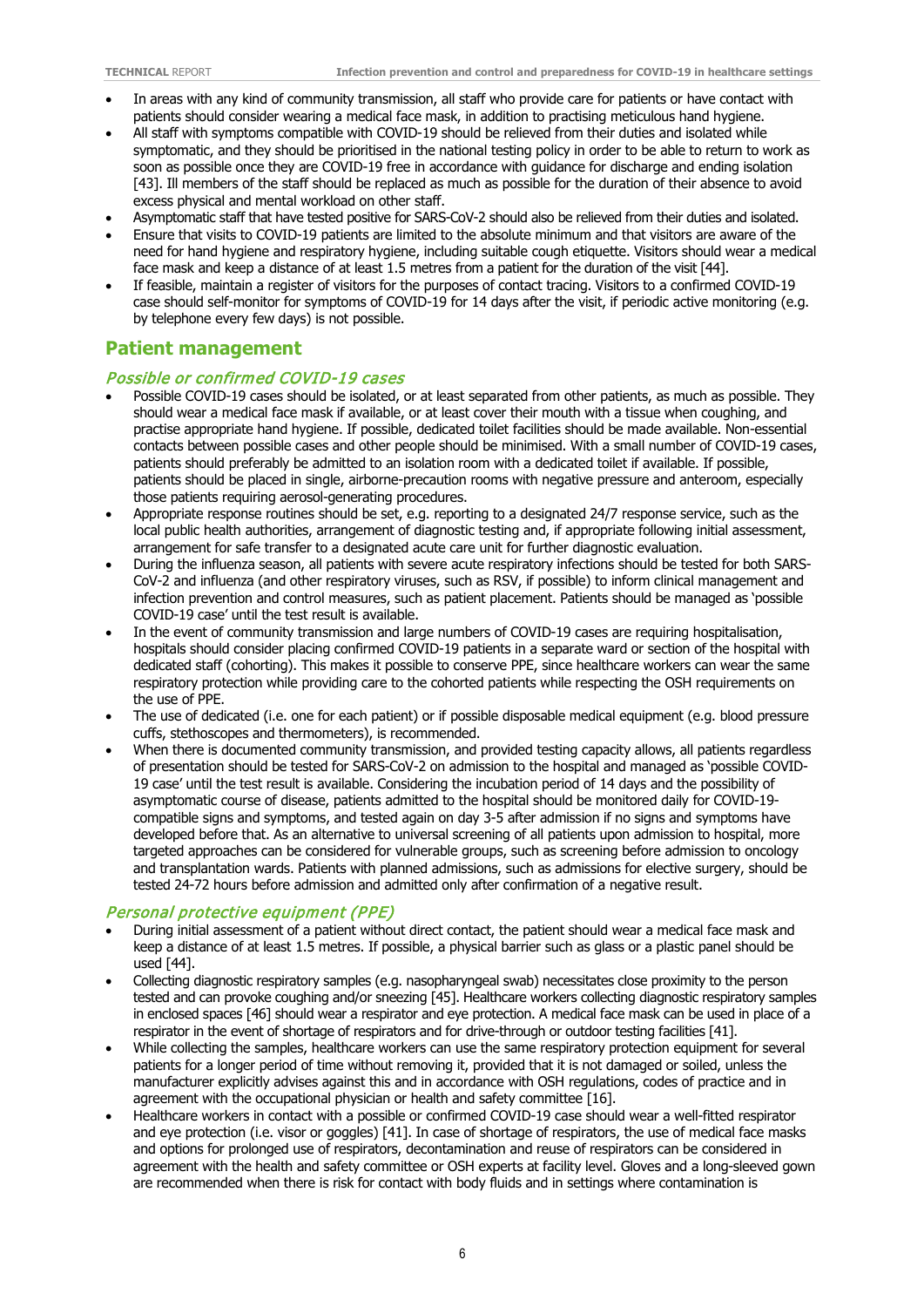- In areas with any kind of community transmission, all staff who provide care for patients or have contact with patients should consider wearing a medical face mask, in addition to practising meticulous hand hygiene.
- All staff with symptoms compatible with COVID-19 should be relieved from their duties and isolated while symptomatic, and they should be prioritised in the national testing policy in order to be able to return to work as soon as possible once they are COVID-19 free in accordance with guidance for discharge and ending isolation [43]. Ill members of the staff should be replaced as much as possible for the duration of their absence to avoid excess physical and mental workload on other staff.
- Asymptomatic staff that have tested positive for SARS-CoV-2 should also be relieved from their duties and isolated.
- Ensure that visits to COVID-19 patients are limited to the absolute minimum and that visitors are aware of the need for hand hygiene and respiratory hygiene, including suitable cough etiquette. Visitors should wear a medical face mask and keep a distance of at least 1.5 metres from a patient for the duration of the visit [44].
- If feasible, maintain a register of visitors for the purposes of contact tracing. Visitors to a confirmed COVID-19 case should self-monitor for symptoms of COVID-19 for 14 days after the visit, if periodic active monitoring (e.g. by telephone every few days) is not possible.

## Patient management

### *Possible or confirmed COVID-19 cases*

- Possible COVID-19 cases should be isolated, or at least separated from other patients, as much as possible. They should wear a medical face mask if available, or at least cover their mouth with a tissue when coughing, and practise appropriate hand hygiene. If possible, dedicated toilet facilities should be made available. Non-essential contacts between possible cases and other people should be minimised. With a small number of COVID-19 cases, patients should preferably be admitted to an isolation room with a dedicated toilet if available. If possible, patients should be placed in single, airborne-precaution rooms with negative pressure and anteroom, especially those patients requiring aerosol-generating procedures.
- Appropriate response routines should be set, e.g. reporting to a designated 24/7 response service, such as the local public health authorities, arrangement of diagnostic testing and, if appropriate following initial assessment, arrangement for safe transfer to a designated acute care unit for further diagnostic evaluation.
- During the influenza season, all patients with severe acute respiratory infections should be tested for both SARS-CoV-2 and influenza (and other respiratory viruses, such as RSV, if possible) to inform clinical management and infection prevention and control measures, such as patient placement. Patients should be managed as 'possible COVID-19 case' until the test result is available.
- In the event of community transmission and large numbers of COVID-19 cases are requiring hospitalisation, hospitals should consider placing confirmed COVID-19 patients in a separate ward or section of the hospital with dedicated staff (cohorting). This makes it possible to conserve PPE, since healthcare workers can wear the same respiratory protection while providing care to the cohorted patients while respecting the OSH requirements on the use of PPE.
- The use of dedicated (i.e. one for each patient) or if possible disposable medical equipment (e.g. blood pressure cuffs, stethoscopes and thermometers), is recommended.
- When there is documented community transmission, and provided testing capacity allows, all patients regardless of presentation should be tested for SARS-CoV-2 on admission to the hospital and managed as 'possible COVID-19 case' until the test result is available. Considering the incubation period of 14 days and the possibility of asymptomatic course of disease, patients admitted to the hospital should be monitored daily for COVID-19-compatible signs and symptoms, and tested again on day 3-5 after admission if no signs and symptoms have developed before that. As an alternative to universal screening of all patients upon admission to hospital, more targeted approaches can be considered for vulnerable groups, such as screening before admission to oncology and transplantation wards. Patients with planned admissions, such as admissions for elective surgery, should be tested 24-72 hours before admission and admitted only after confirmation of a negative result.

### *Personal protective equipment (PPE)*

- During initial assessment of a patient without direct contact, the patient should wear a medical face mask and keep a distance of at least 1.5 metres. If possible, a physical barrier such as glass or a plastic panel should be used [44].
- Collecting diagnostic respiratory samples (e.g. nasopharyngeal swab) necessitates close proximity to the person tested and can provoke coughing and/or sneezing [45]. Healthcare workers collecting diagnostic respiratory samples in enclosed spaces [46] should wear a respirator and eye protection. A medical face mask can be used in place of a respirator in the event of shortage of respirators and for drive-through or outdoor testing facilities [41].
- While collecting the samples, healthcare workers can use the same respiratory protection equipment for several patients for a longer period of time without removing it, provided that it is not damaged or soiled, unless the manufacturer explicitly advises against this and in accordance with OSH regulations, codes of practice and in agreement with the occupational physician or health and safety committee [16].
- Healthcare workers in contact with a possible or confirmed COVID-19 case should wear a well-fitted respirator and eye protection (i.e. visor or goggles) [41]. In case of shortage of respirators, the use of medical face masks and options for prolonged use of respirators, decontamination and reuse of respirators can be considered in agreement with the health and safety committee or OSH experts at facility level. Gloves and a long-sleeved gown are recommended when there is risk for contact with body fluids and in settings where contamination is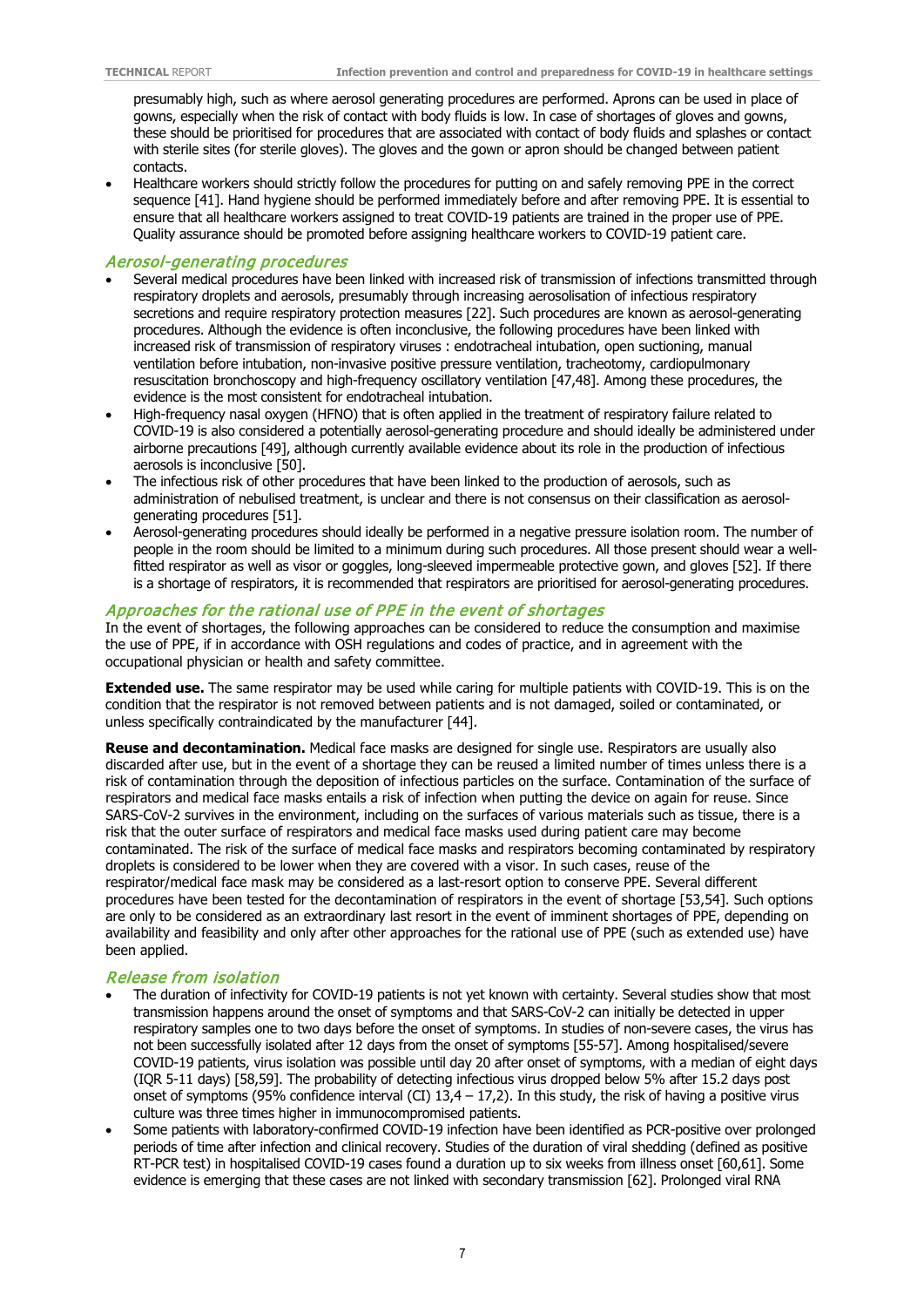presumably high, such as where aerosol generating procedures are performed. Aprons can be used in place of gowns, especially when the risk of contact with body fluids is low. In case of shortages of gloves and gowns, these should be prioritised for procedures that are associated with contact of body fluids and splashes or contact with sterile sites (for sterile gloves). The gloves and the gown or apron should be changed between patient contacts.

- Healthcare workers should strictly follow the procedures for putting on and safely removing PPE in the correct sequence [41]. Hand hygiene should be performed immediately before and after removing PPE. It is essential to ensure that all healthcare workers assigned to treat COVID-19 patients are trained in the proper use of PPE. Quality assurance should be promoted before assigning healthcare workers to COVID-19 patient care.

### *Aerosol-generating procedures*

- Several medical procedures have been linked with increased risk of transmission of infections transmitted through respiratory droplets and aerosols, presumably through increasing aerosolisation of infectious respiratory secretions and require respiratory protection measures [22]. Such procedures are known as aerosol-generating procedures. Although the evidence is often inconclusive, the following procedures have been linked with increased risk of transmission of respiratory viruses : endotracheal intubation, open suctioning, manual ventilation before intubation, non-invasive positive pressure ventilation, tracheotomy, cardiopulmonary resuscitation bronchoscopy and high-frequency oscillatory ventilation [47,48]. Among these procedures, the evidence is the most consistent for endotracheal intubation.
- High-frequency nasal oxygen (HFNO) that is often applied in the treatment of respiratory failure related to COVID-19 is also considered a potentially aerosol-generating procedure and should ideally be administered under airborne precautions [49], although currently available evidence about its role in the production of infectious aerosols is inconclusive [50].
- The infectious risk of other procedures that have been linked to the production of aerosols, such as administration of nebulised treatment, is unclear and there is not consensus on their classification as aerosol-generating procedures [51].
- Aerosol-generating procedures should ideally be performed in a negative pressure isolation room. The number of people in the room should be limited to a minimum during such procedures. All those present should wear a well-fitted respirator as well as visor or goggles, long-sleeved impermeable protective gown, and gloves [52]. If there is a shortage of respirators, it is recommended that respirators are prioritised for aerosol-generating procedures.

### *Approaches for the rational use of PPE in the event of shortages*

In the event of shortages, the following approaches can be considered to reduce the consumption and maximise the use of PPE, if in accordance with OSH regulations and codes of practice, and in agreement with the occupational physician or health and safety committee.

**Extended use.** The same respirator may be used while caring for multiple patients with COVID-19. This is on the condition that the respirator is not removed between patients and is not damaged, soiled or contaminated, or unless specifically contraindicated by the manufacturer [44].

**Reuse and decontamination.** Medical face masks are designed for single use. Respirators are usually also discarded after use, but in the event of a shortage they can be reused a limited number of times unless there is a risk of contamination through the deposition of infectious particles on the surface. Contamination of the surface of respirators and medical face masks entails a risk of infection when putting the device on again for reuse. Since SARS-CoV-2 survives in the environment, including on the surfaces of various materials such as tissue, there is a risk that the outer surface of respirators and medical face masks used during patient care may become contaminated. The risk of the surface of medical face masks and respirators becoming contaminated by respiratory droplets is considered to be lower when they are covered with a visor. In such cases, reuse of the respirator/medical face mask may be considered as a last-resort option to conserve PPE. Several different procedures have been tested for the decontamination of respirators in the event of shortage [53,54]. Such options are only to be considered as an extraordinary last resort in the event of imminent shortages of PPE, depending on availability and feasibility and only after other approaches for the rational use of PPE (such as extended use) have been applied.

### *Release from isolation*

- The duration of infectivity for COVID-19 patients is not yet known with certainty. Several studies show that most transmission happens around the onset of symptoms and that SARS-CoV-2 can initially be detected in upper respiratory samples one to two days before the onset of symptoms. In studies of non-severe cases, the virus has not been successfully isolated after 12 days from the onset of symptoms [55-57]. Among hospitalised/severe COVID-19 patients, virus isolation was possible until day 20 after onset of symptoms, with a median of eight days (IQR 5-11 days) [58,59]. The probability of detecting infectious virus dropped below 5% after 15.2 days post onset of symptoms (95% confidence interval (CI) 13,4 – 17,2). In this study, the risk of having a positive virus culture was three times higher in immunocompromised patients.
- Some patients with laboratory-confirmed COVID-19 infection have been identified as PCR-positive over prolonged periods of time after infection and clinical recovery. Studies of the duration of viral shedding (defined as positive RT-PCR test) in hospitalised COVID-19 cases found a duration up to six weeks from illness onset [60,61]. Some evidence is emerging that these cases are not linked with secondary transmission [62]. Prolonged viral RNA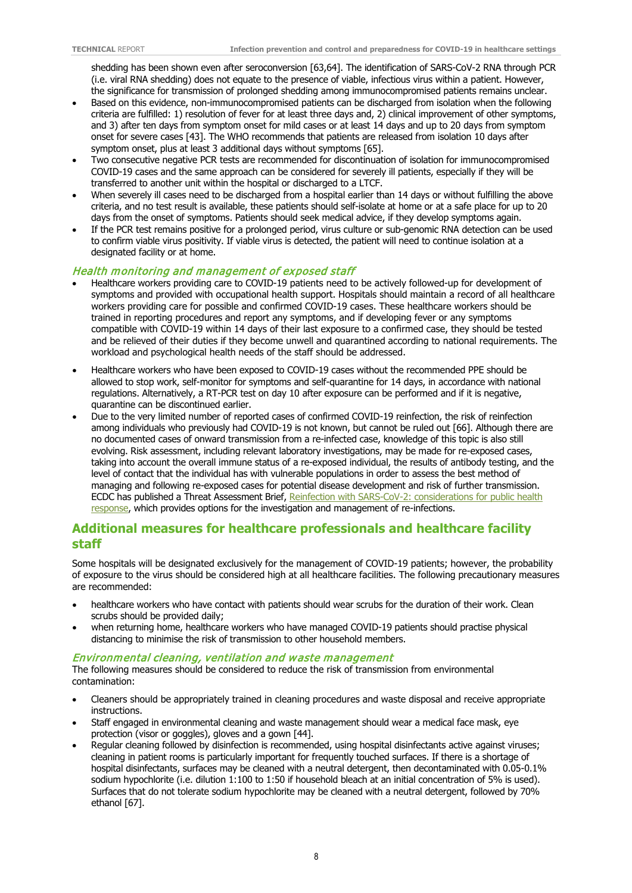shedding has been shown even after seroconversion [63,64]. The identification of SARS-CoV-2 RNA through PCR (i.e. viral RNA shedding) does not equate to the presence of viable, infectious virus within a patient. However, the significance for transmission of prolonged shedding among immunocompromised patients remains unclear.

- Based on this evidence, non-immunocompromised patients can be discharged from isolation when the following criteria are fulfilled: 1) resolution of fever for at least three days and, 2) clinical improvement of other symptoms, and 3) after ten days from symptom onset for mild cases or at least 14 days and up to 20 days from symptom onset for severe cases [43]. The WHO recommends that patients are released from isolation 10 days after symptom onset, plus at least 3 additional days without symptoms [65].
- Two consecutive negative PCR tests are recommended for discontinuation of isolation for immunocompromised COVID-19 cases and the same approach can be considered for severely ill patients, especially if they will be transferred to another unit within the hospital or discharged to a LTCF.
- When severely ill cases need to be discharged from a hospital earlier than 14 days or without fulfilling the above criteria, and no test result is available, these patients should self-isolate at home or at a safe place for up to 20 days from the onset of symptoms. Patients should seek medical advice, if they develop symptoms again.
- If the PCR test remains positive for a prolonged period, virus culture or sub-genomic RNA detection can be used to confirm viable virus positivity. If viable virus is detected, the patient will need to continue isolation at a designated facility or at home.

### *Health monitoring and management of exposed staff*

- Healthcare workers providing care to COVID-19 patients need to be actively followed-up for development of symptoms and provided with occupational health support. Hospitals should maintain a record of all healthcare workers providing care for possible and confirmed COVID-19 cases. These healthcare workers should be trained in reporting procedures and report any symptoms, and if developing fever or any symptoms compatible with COVID-19 within 14 days of their last exposure to a confirmed case, they should be tested and be relieved of their duties if they become unwell and quarantined according to national requirements. The workload and psychological health needs of the staff should be addressed.
- Healthcare workers who have been exposed to COVID-19 cases without the recommended PPE should be allowed to stop work, self-monitor for symptoms and self-quarantine for 14 days, in accordance with national regulations. Alternatively, a RT-PCR test on day 10 after exposure can be performed and if it is negative, quarantine can be discontinued earlier.
- Due to the very limited number of reported cases of confirmed COVID-19 reinfection, the risk of reinfection among individuals who previously had COVID-19 is not known, but cannot be ruled out [66]. Although there are no documented cases of onward transmission from a re-infected case, knowledge of this topic is also still evolving. Risk assessment, including relevant laboratory investigations, may be made for re-exposed cases, taking into account the overall immune status of a re-exposed individual, the results of antibody testing, and the level of contact that the individual has with vulnerable populations in order to assess the best method of managing and following re-exposed cases for potential disease development and risk of further transmission. ECDC has published a Threat Assessment Brief, Reinfection with SARS-CoV-2: considerations for public health response, which provides options for the investigation and management of re-infections.

## Additional measures for healthcare professionals and healthcare facility staff

Some hospitals will be designated exclusively for the management of COVID-19 patients; however, the probability of exposure to the virus should be considered high at all healthcare facilities. The following precautionary measures are recommended:

- healthcare workers who have contact with patients should wear scrubs for the duration of their work. Clean scrubs should be provided daily;
- when returning home, healthcare workers who have managed COVID-19 patients should practise physical distancing to minimise the risk of transmission to other household members.

### *Environmental cleaning, ventilation and waste management*

The following measures should be considered to reduce the risk of transmission from environmental contamination:

- Cleaners should be appropriately trained in cleaning procedures and waste disposal and receive appropriate instructions.
- Staff engaged in environmental cleaning and waste management should wear a medical face mask, eye protection (visor or goggles), gloves and a gown [44].
- Regular cleaning followed by disinfection is recommended, using hospital disinfectants active against viruses; cleaning in patient rooms is particularly important for frequently touched surfaces. If there is a shortage of hospital disinfectants, surfaces may be cleaned with a neutral detergent, then decontaminated with 0.05-0.1% sodium hypochlorite (i.e. dilution 1:100 to 1:50 if household bleach at an initial concentration of 5% is used). Surfaces that do not tolerate sodium hypochlorite may be cleaned with a neutral detergent, followed by 70% ethanol [67].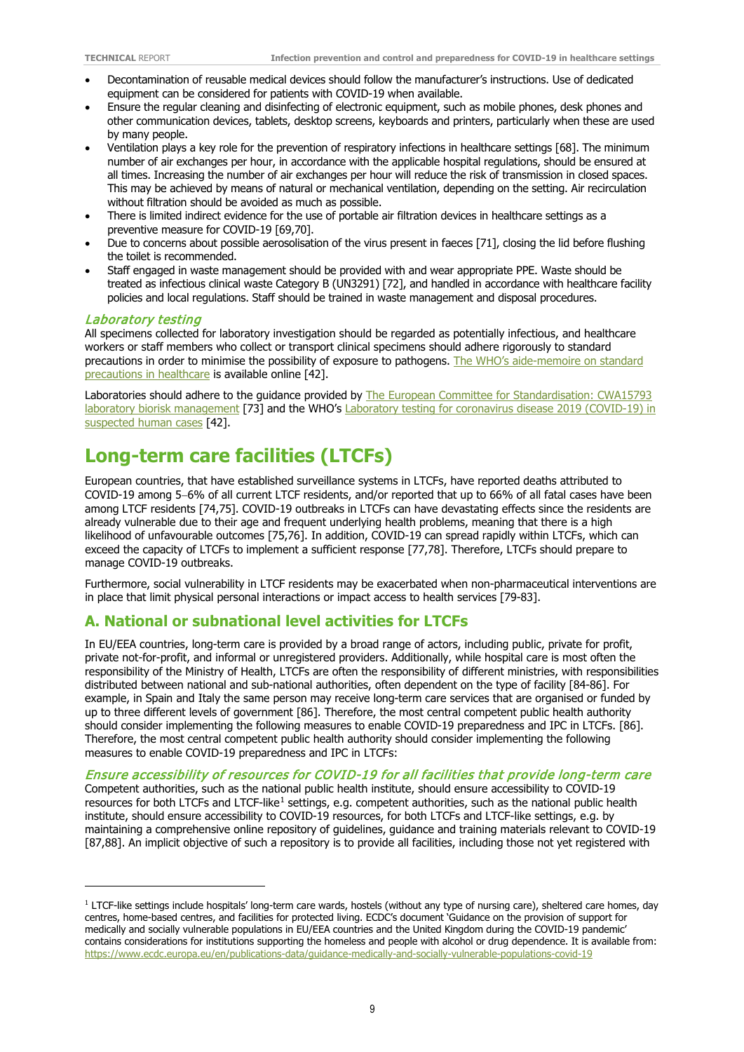- Decontamination of reusable medical devices should follow the manufacturer's instructions. Use of dedicated equipment can be considered for patients with COVID-19 when available.
- Ensure the regular cleaning and disinfecting of electronic equipment, such as mobile phones, desk phones and other communication devices, tablets, desktop screens, keyboards and printers, particularly when these are used by many people.
- Ventilation plays a key role for the prevention of respiratory infections in healthcare settings [68]. The minimum number of air exchanges per hour, in accordance with the applicable hospital regulations, should be ensured at all times. Increasing the number of air exchanges per hour will reduce the risk of transmission in closed spaces. This may be achieved by means of natural or mechanical ventilation, depending on the setting. Air recirculation without filtration should be avoided as much as possible.
- There is limited indirect evidence for the use of portable air filtration devices in healthcare settings as a preventive measure for COVID-19 [69,70].
- Due to concerns about possible aerosolisation of the virus present in faeces [71], closing the lid before flushing the toilet is recommended.
- Staff engaged in waste management should be provided with and wear appropriate PPE. Waste should be treated as infectious clinical waste Category B (UN3291) [72], and handled in accordance with healthcare facility policies and local regulations. Staff should be trained in waste management and disposal procedures.

### *Laboratory testing*

All specimens collected for laboratory investigation should be regarded as potentially infectious, and healthcare workers or staff members who collect or transport clinical specimens should adhere rigorously to standard precautions in order to minimise the possibility of exposure to pathogens. The WHO's aide-memoire on standard precautions in healthcare is available online [42].

Laboratories should adhere to the guidance provided by The European Committee for Standardisation: CWA15793 laboratory biorisk management [73] and the WHO's Laboratory testing for coronavirus disease 2019 (COVID-19) in suspected human cases [42].

# Long-term care facilities (LTCFs)

European countries, that have established surveillance systems in LTCFs, have reported deaths attributed to COVID-19 among 5–6% of all current LTCF residents, and/or reported that up to 66% of all fatal cases have been among LTCF residents [74,75]. COVID-19 outbreaks in LTCFs can have devastating effects since the residents are already vulnerable due to their age and frequent underlying health problems, meaning that there is a high likelihood of unfavourable outcomes [75,76]. In addition, COVID-19 can spread rapidly within LTCFs, which can exceed the capacity of LTCFs to implement a sufficient response [77,78]. Therefore, LTCFs should prepare to manage COVID-19 outbreaks.

Furthermore, social vulnerability in LTCF residents may be exacerbated when non-pharmaceutical interventions are in place that limit physical personal interactions or impact access to health services [79-83].

## A. National or subnational level activities for LTCFs

In EU/EEA countries, long-term care is provided by a broad range of actors, including public, private for profit, private not-for-profit, and informal or unregistered providers. Additionally, while hospital care is most often the responsibility of the Ministry of Health, LTCFs are often the responsibility of different ministries, with responsibilities distributed between national and sub-national authorities, often dependent on the type of facility [84-86]. For example, in Spain and Italy the same person may receive long-term care services that are organised or funded by up to three different levels of government [86]. Therefore, the most central competent public health authority should consider implementing the following measures to enable COVID-19 preparedness and IPC in LTCFs. [86]. Therefore, the most central competent public health authority should consider implementing the following measures to enable COVID-19 preparedness and IPC in LTCFs:

### *Ensure accessibility of resources for COVID-19 for all facilities that provide long-term care*

Competent authorities, such as the national public health institute, should ensure accessibility to COVID-19 resources for both LTCFs and LTCF-like[1] settings, e.g. competent authorities, such as the national public health institute, should ensure accessibility to COVID-19 resources, for both LTCFs and LTCF-like settings, e.g. by maintaining a comprehensive online repository of guidelines, guidance and training materials relevant to COVID-19 [87,88]. An implicit objective of such a repository is to provide all facilities, including those not yet registered with

[1] LTCF-like settings include hospitals' long-term care wards, hostels (without any type of nursing care), sheltered care homes, day centres, home-based centres, and facilities for protected living. ECDC's document 'Guidance on the provision of support for medically and socially vulnerable populations in EU/EEA countries and the United Kingdom during the COVID-19 pandemic' contains considerations for institutions supporting the homeless and people with alcohol or drug dependence. It is available from: https://www.ecdc.europa.eu/en/publications-data/guidance-medically-and-socially-vulnerable-populations-covid-19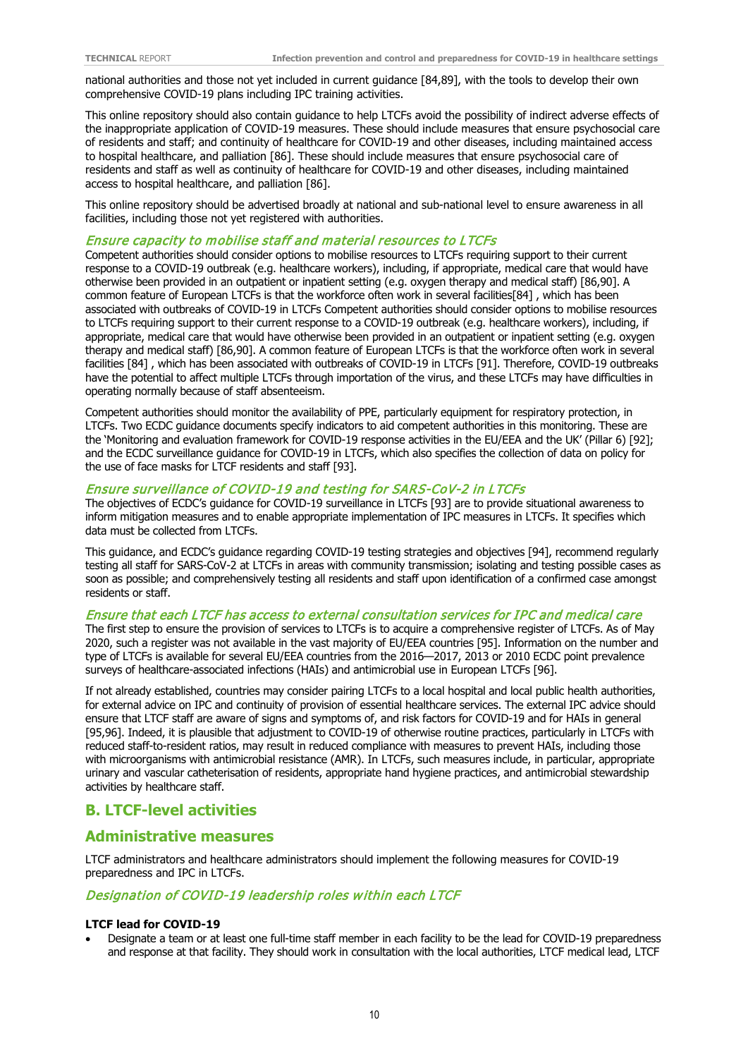national authorities and those not yet included in current guidance [84,89], with the tools to develop their own comprehensive COVID-19 plans including IPC training activities.

This online repository should also contain guidance to help LTCFs avoid the possibility of indirect adverse effects of the inappropriate application of COVID-19 measures. These should include measures that ensure psychosocial care of residents and staff; and continuity of healthcare for COVID-19 and other diseases, including maintained access to hospital healthcare, and palliation [86]. These should include measures that ensure psychosocial care of residents and staff as well as continuity of healthcare for COVID-19 and other diseases, including maintained access to hospital healthcare, and palliation [86].

This online repository should be advertised broadly at national and sub-national level to ensure awareness in all facilities, including those not yet registered with authorities.

### *Ensure capacity to mobilise staff and material resources to LTCFs*

Competent authorities should consider options to mobilise resources to LTCFs requiring support to their current response to a COVID-19 outbreak (e.g. healthcare workers), including, if appropriate, medical care that would have otherwise been provided in an outpatient or inpatient setting (e.g. oxygen therapy and medical staff) [86,90]. A common feature of European LTCFs is that the workforce often work in several facilities[84] , which has been associated with outbreaks of COVID-19 in LTCFs Competent authorities should consider options to mobilise resources to LTCFs requiring support to their current response to a COVID-19 outbreak (e.g. healthcare workers), including, if appropriate, medical care that would have otherwise been provided in an outpatient or inpatient setting (e.g. oxygen therapy and medical staff) [86,90]. A common feature of European LTCFs is that the workforce often work in several facilities [84] , which has been associated with outbreaks of COVID-19 in LTCFs [91]. Therefore, COVID-19 outbreaks have the potential to affect multiple LTCFs through importation of the virus, and these LTCFs may have difficulties in operating normally because of staff absenteeism.

Competent authorities should monitor the availability of PPE, particularly equipment for respiratory protection, in LTCFs. Two ECDC guidance documents specify indicators to aid competent authorities in this monitoring. These are the 'Monitoring and evaluation framework for COVID-19 response activities in the EU/EEA and the UK' (Pillar 6) [92]; and the ECDC surveillance guidance for COVID-19 in LTCFs, which also specifies the collection of data on policy for the use of face masks for LTCF residents and staff [93].

### *Ensure surveillance of COVID-19 and testing for SARS-CoV-2 in LTCFs*

The objectives of ECDC's guidance for COVID-19 surveillance in LTCFs [93] are to provide situational awareness to inform mitigation measures and to enable appropriate implementation of IPC measures in LTCFs. It specifies which data must be collected from LTCFs.

This guidance, and ECDC's guidance regarding COVID-19 testing strategies and objectives [94], recommend regularly testing all staff for SARS-CoV-2 at LTCFs in areas with community transmission; isolating and testing possible cases as soon as possible; and comprehensively testing all residents and staff upon identification of a confirmed case amongst residents or staff.

### *Ensure that each LTCF has access to external consultation services for IPC and medical care*

The first step to ensure the provision of services to LTCFs is to acquire a comprehensive register of LTCFs. As of May 2020, such a register was not available in the vast majority of EU/EEA countries [95]. Information on the number and type of LTCFs is available for several EU/EEA countries from the 2016—2017, 2013 or 2010 ECDC point prevalence surveys of healthcare-associated infections (HAIs) and antimicrobial use in European LTCFs [96].

If not already established, countries may consider pairing LTCFs to a local hospital and local public health authorities, for external advice on IPC and continuity of provision of essential healthcare services. The external IPC advice should ensure that LTCF staff are aware of signs and symptoms of, and risk factors for COVID-19 and for HAIs in general [95,96]. Indeed, it is plausible that adjustment to COVID-19 of otherwise routine practices, particularly in LTCFs with reduced staff-to-resident ratios, may result in reduced compliance with measures to prevent HAIs, including those with microorganisms with antimicrobial resistance (AMR). In LTCFs, such measures include, in particular, appropriate urinary and vascular catheterisation of residents, appropriate hand hygiene practices, and antimicrobial stewardship activities by healthcare staff.

## B. LTCF-level activities

## Administrative measures

LTCF administrators and healthcare administrators should implement the following measures for COVID-19 preparedness and IPC in LTCFs.

### *Designation of COVID-19 leadership roles within each LTCF*

**LTCF lead for COVID-19**

- Designate a team or at least one full-time staff member in each facility to be the lead for COVID-19 preparedness and response at that facility. They should work in consultation with the local authorities, LTCF medical lead, LTCF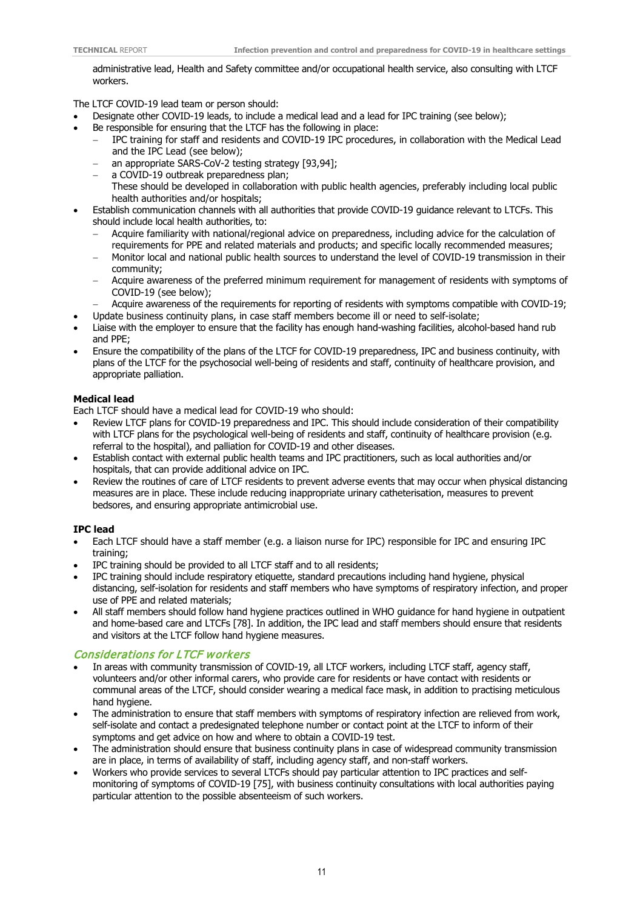administrative lead, Health and Safety committee and/or occupational health service, also consulting with LTCF workers.

The LTCF COVID-19 lead team or person should:

- Designate other COVID-19 leads, to include a medical lead and a lead for IPC training (see below);
- Be responsible for ensuring that the LTCF has the following in place:
  - IPC training for staff and residents and COVID-19 IPC procedures, in collaboration with the Medical Lead and the IPC Lead (see below);
  - an appropriate SARS-CoV-2 testing strategy [93,94];
  - a COVID-19 outbreak preparedness plan;
  
    These should be developed in collaboration with public health agencies, preferably including local public health authorities and/or hospitals;
- Establish communication channels with all authorities that provide COVID-19 guidance relevant to LTCFs. This should include local health authorities, to:
  - Acquire familiarity with national/regional advice on preparedness, including advice for the calculation of requirements for PPE and related materials and products; and specific locally recommended measures;
  - Monitor local and national public health sources to understand the level of COVID-19 transmission in their community;
  - Acquire awareness of the preferred minimum requirement for management of residents with symptoms of COVID-19 (see below);
  - Acquire awareness of the requirements for reporting of residents with symptoms compatible with COVID-19;
- Update business continuity plans, in case staff members become ill or need to self-isolate;
- Liaise with the employer to ensure that the facility has enough hand-washing facilities, alcohol-based hand rub and PPE;
- Ensure the compatibility of the plans of the LTCF for COVID-19 preparedness, IPC and business continuity, with plans of the LTCF for the psychosocial well-being of residents and staff, continuity of healthcare provision, and appropriate palliation.

#### Medical lead

Each LTCF should have a medical lead for COVID-19 who should:

- Review LTCF plans for COVID-19 preparedness and IPC. This should include consideration of their compatibility with LTCF plans for the psychological well-being of residents and staff, continuity of healthcare provision (e.g. referral to the hospital), and palliation for COVID-19 and other diseases.
- Establish contact with external public health teams and IPC practitioners, such as local authorities and/or hospitals, that can provide additional advice on IPC.
- Review the routines of care of LTCF residents to prevent adverse events that may occur when physical distancing measures are in place. These include reducing inappropriate urinary catheterisation, measures to prevent bedsores, and ensuring appropriate antimicrobial use.

#### IPC lead

- Each LTCF should have a staff member (e.g. a liaison nurse for IPC) responsible for IPC and ensuring IPC training;
- IPC training should be provided to all LTCF staff and to all residents;
- IPC training should include respiratory etiquette, standard precautions including hand hygiene, physical distancing, self-isolation for residents and staff members who have symptoms of respiratory infection, and proper use of PPE and related materials;
- All staff members should follow hand hygiene practices outlined in WHO guidance for hand hygiene in outpatient and home-based care and LTCFs [78]. In addition, the IPC lead and staff members should ensure that residents and visitors at the LTCF follow hand hygiene measures.

### *Considerations for LTCF workers*

- In areas with community transmission of COVID-19, all LTCF workers, including LTCF staff, agency staff, volunteers and/or other informal carers, who provide care for residents or have contact with residents or communal areas of the LTCF, should consider wearing a medical face mask, in addition to practising meticulous hand hygiene.
- The administration to ensure that staff members with symptoms of respiratory infection are relieved from work, self-isolate and contact a predesignated telephone number or contact point at the LTCF to inform of their symptoms and get advice on how and where to obtain a COVID-19 test.
- The administration should ensure that business continuity plans in case of widespread community transmission are in place, in terms of availability of staff, including agency staff, and non-staff workers.
- Workers who provide services to several LTCFs should pay particular attention to IPC practices and self-monitoring of symptoms of COVID-19 [75], with business continuity consultations with local authorities paying particular attention to the possible absenteeism of such workers.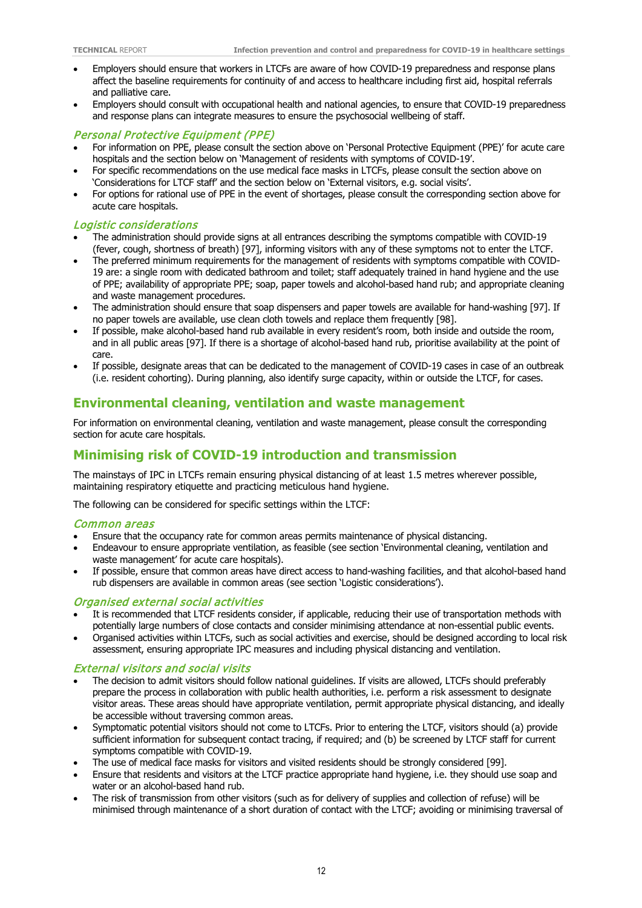- Employers should ensure that workers in LTCFs are aware of how COVID-19 preparedness and response plans affect the baseline requirements for continuity of and access to healthcare including first aid, hospital referrals and palliative care.
- Employers should consult with occupational health and national agencies, to ensure that COVID-19 preparedness and response plans can integrate measures to ensure the psychosocial wellbeing of staff.

### *Personal Protective Equipment (PPE)*

- For information on PPE, please consult the section above on 'Personal Protective Equipment (PPE)' for acute care hospitals and the section below on 'Management of residents with symptoms of COVID-19'.
- For specific recommendations on the use medical face masks in LTCFs, please consult the section above on 'Considerations for LTCF staff' and the section below on 'External visitors, e.g. social visits'.
- For options for rational use of PPE in the event of shortages, please consult the corresponding section above for acute care hospitals.

### *Logistic considerations*

- The administration should provide signs at all entrances describing the symptoms compatible with COVID-19 (fever, cough, shortness of breath) [97], informing visitors with any of these symptoms not to enter the LTCF.
- The preferred minimum requirements for the management of residents with symptoms compatible with COVID-19 are: a single room with dedicated bathroom and toilet; staff adequately trained in hand hygiene and the use of PPE; availability of appropriate PPE; soap, paper towels and alcohol-based hand rub; and appropriate cleaning and waste management procedures.
- The administration should ensure that soap dispensers and paper towels are available for hand-washing [97]. If no paper towels are available, use clean cloth towels and replace them frequently [98].
- If possible, make alcohol-based hand rub available in every resident's room, both inside and outside the room, and in all public areas [97]. If there is a shortage of alcohol-based hand rub, prioritise availability at the point of care.
- If possible, designate areas that can be dedicated to the management of COVID-19 cases in case of an outbreak (i.e. resident cohorting). During planning, also identify surge capacity, within or outside the LTCF, for cases.

## Environmental cleaning, ventilation and waste management

For information on environmental cleaning, ventilation and waste management, please consult the corresponding section for acute care hospitals.

## Minimising risk of COVID-19 introduction and transmission

The mainstays of IPC in LTCFs remain ensuring physical distancing of at least 1.5 metres wherever possible, maintaining respiratory etiquette and practicing meticulous hand hygiene.

The following can be considered for specific settings within the LTCF:

### *Common areas*

- Ensure that the occupancy rate for common areas permits maintenance of physical distancing.
- Endeavour to ensure appropriate ventilation, as feasible (see section 'Environmental cleaning, ventilation and waste management' for acute care hospitals).
- If possible, ensure that common areas have direct access to hand-washing facilities, and that alcohol-based hand rub dispensers are available in common areas (see section 'Logistic considerations').

### *Organised external social activities*

- It is recommended that LTCF residents consider, if applicable, reducing their use of transportation methods with potentially large numbers of close contacts and consider minimising attendance at non-essential public events.
- Organised activities within LTCFs, such as social activities and exercise, should be designed according to local risk assessment, ensuring appropriate IPC measures and including physical distancing and ventilation.

### *External visitors and social visits*

- The decision to admit visitors should follow national guidelines. If visits are allowed, LTCFs should preferably prepare the process in collaboration with public health authorities, i.e. perform a risk assessment to designate visitor areas. These areas should have appropriate ventilation, permit appropriate physical distancing, and ideally be accessible without traversing common areas.
- Symptomatic potential visitors should not come to LTCFs. Prior to entering the LTCF, visitors should (a) provide sufficient information for subsequent contact tracing, if required; and (b) be screened by LTCF staff for current symptoms compatible with COVID-19.
- The use of medical face masks for visitors and visited residents should be strongly considered [99].
- Ensure that residents and visitors at the LTCF practice appropriate hand hygiene, i.e. they should use soap and water or an alcohol-based hand rub.
- The risk of transmission from other visitors (such as for delivery of supplies and collection of refuse) will be minimised through maintenance of a short duration of contact with the LTCF; avoiding or minimising traversal of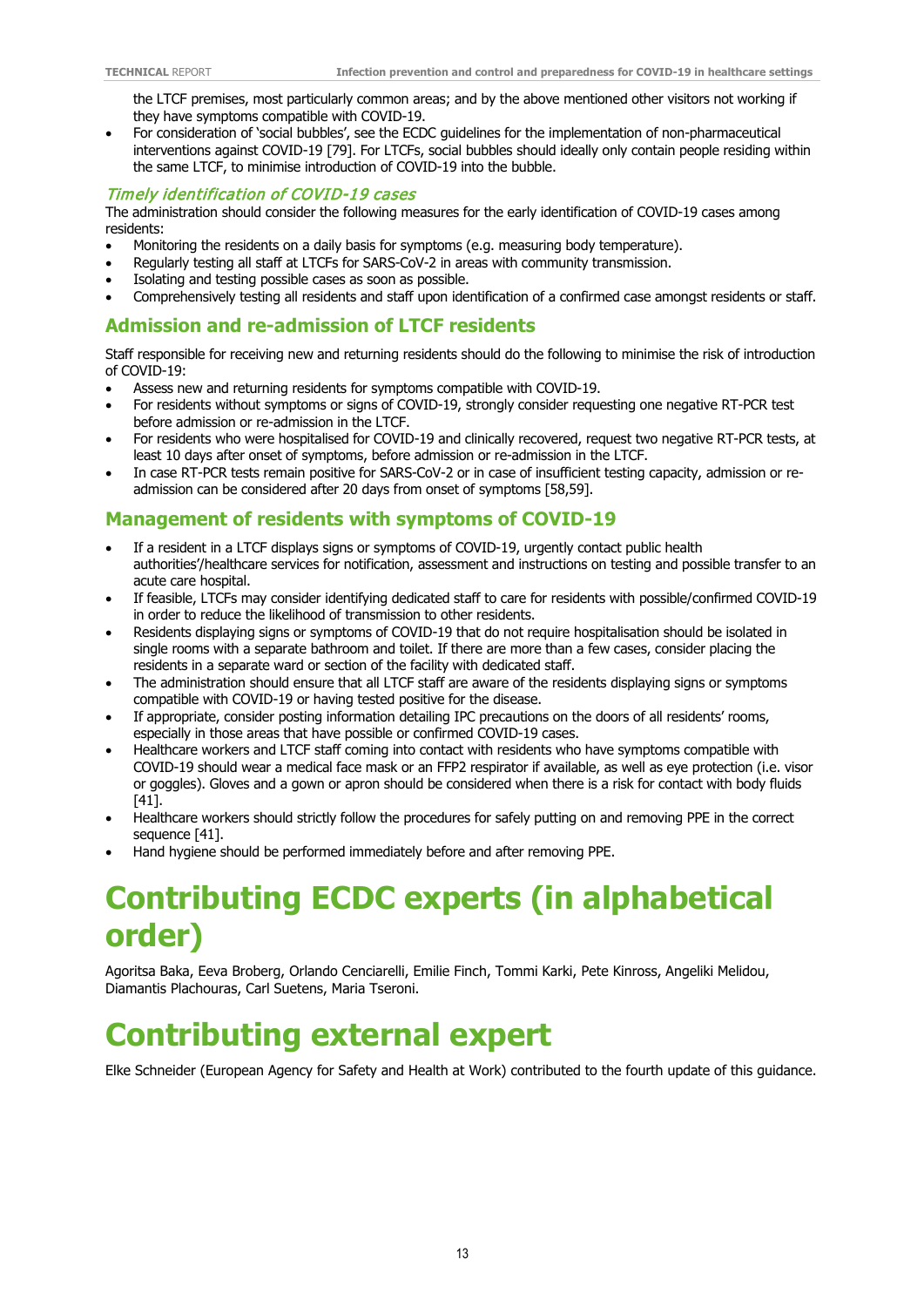the LTCF premises, most particularly common areas; and by the above mentioned other visitors not working if they have symptoms compatible with COVID-19.
- For consideration of 'social bubbles', see the ECDC guidelines for the implementation of non-pharmaceutical interventions against COVID-19 [79]. For LTCFs, social bubbles should ideally only contain people residing within the same LTCF, to minimise introduction of COVID-19 into the bubble.

### *Timely identification of COVID-19 cases*

The administration should consider the following measures for the early identification of COVID-19 cases among residents:

- Monitoring the residents on a daily basis for symptoms (e.g. measuring body temperature).
- Regularly testing all staff at LTCFs for SARS-CoV-2 in areas with community transmission.
- Isolating and testing possible cases as soon as possible.
- Comprehensively testing all residents and staff upon identification of a confirmed case amongst residents or staff.

## Admission and re-admission of LTCF residents

Staff responsible for receiving new and returning residents should do the following to minimise the risk of introduction of COVID-19:

- Assess new and returning residents for symptoms compatible with COVID-19.
- For residents without symptoms or signs of COVID-19, strongly consider requesting one negative RT-PCR test before admission or re-admission in the LTCF.
- For residents who were hospitalised for COVID-19 and clinically recovered, request two negative RT-PCR tests, at least 10 days after onset of symptoms, before admission or re-admission in the LTCF.
- In case RT-PCR tests remain positive for SARS-CoV-2 or in case of insufficient testing capacity, admission or re-admission can be considered after 20 days from onset of symptoms [58,59].

## Management of residents with symptoms of COVID-19

- If a resident in a LTCF displays signs or symptoms of COVID-19, urgently contact public health authorities'/healthcare services for notification, assessment and instructions on testing and possible transfer to an acute care hospital.
- If feasible, LTCFs may consider identifying dedicated staff to care for residents with possible/confirmed COVID-19 in order to reduce the likelihood of transmission to other residents.
- Residents displaying signs or symptoms of COVID-19 that do not require hospitalisation should be isolated in single rooms with a separate bathroom and toilet. If there are more than a few cases, consider placing the residents in a separate ward or section of the facility with dedicated staff.
- The administration should ensure that all LTCF staff are aware of the residents displaying signs or symptoms compatible with COVID-19 or having tested positive for the disease.
- If appropriate, consider posting information detailing IPC precautions on the doors of all residents' rooms, especially in those areas that have possible or confirmed COVID-19 cases.
- Healthcare workers and LTCF staff coming into contact with residents who have symptoms compatible with COVID-19 should wear a medical face mask or an FFP2 respirator if available, as well as eye protection (i.e. visor or goggles). Gloves and a gown or apron should be considered when there is a risk for contact with body fluids [41].
- Healthcare workers should strictly follow the procedures for safely putting on and removing PPE in the correct sequence [41].
- Hand hygiene should be performed immediately before and after removing PPE.

# Contributing ECDC experts (in alphabetical order)

Agoritsa Baka, Eeva Broberg, Orlando Cenciarelli, Emilie Finch, Tommi Karki, Pete Kinross, Angeliki Melidou, Diamantis Plachouras, Carl Suetens, Maria Tseroni.

# Contributing external expert

Elke Schneider (European Agency for Safety and Health at Work) contributed to the fourth update of this guidance.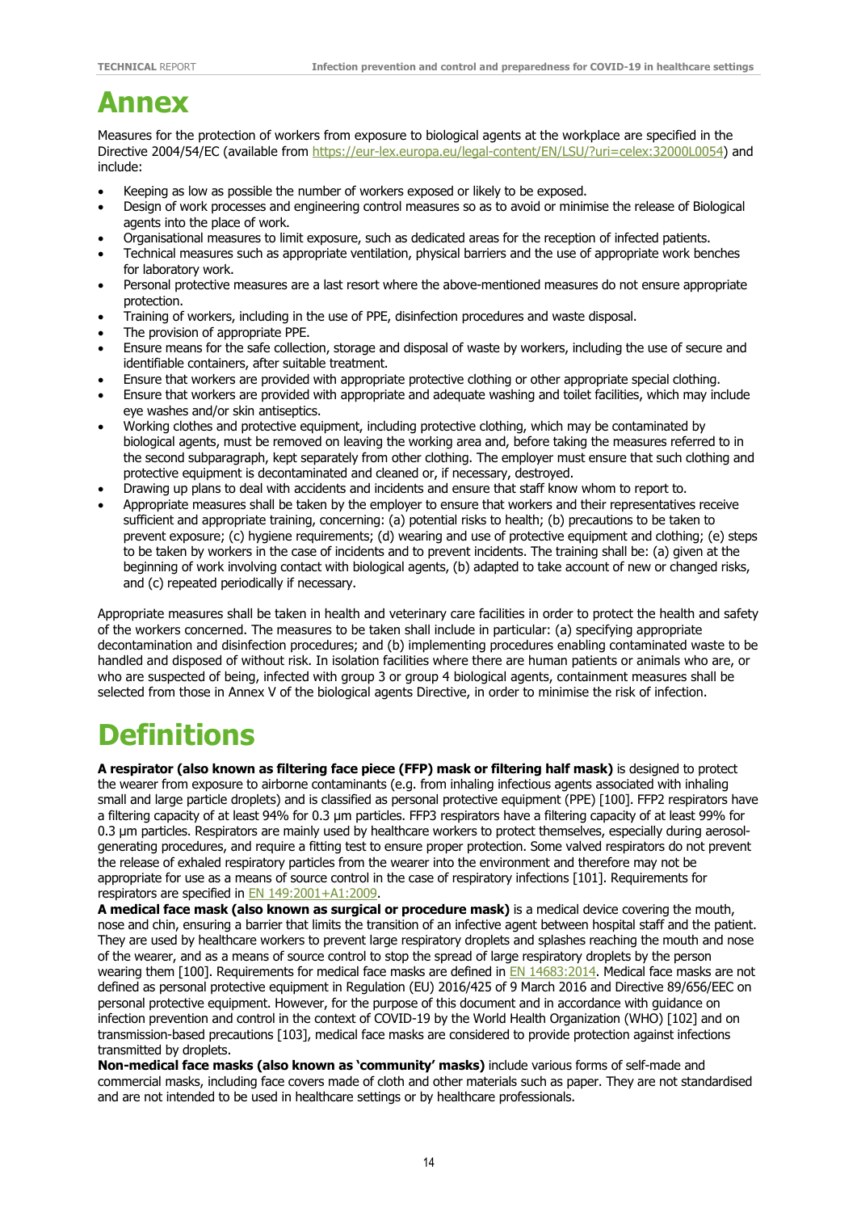# Annex

Measures for the protection of workers from exposure to biological agents at the workplace are specified in the Directive 2004/54/EC (available from https://eur-lex.europa.eu/legal-content/EN/LSU/?uri=celex:32000L0054) and include:

- Keeping as low as possible the number of workers exposed or likely to be exposed.
- Design of work processes and engineering control measures so as to avoid or minimise the release of Biological agents into the place of work.
- Organisational measures to limit exposure, such as dedicated areas for the reception of infected patients.
- Technical measures such as appropriate ventilation, physical barriers and the use of appropriate work benches for laboratory work.
- Personal protective measures are a last resort where the above-mentioned measures do not ensure appropriate protection.
- Training of workers, including in the use of PPE, disinfection procedures and waste disposal.
- The provision of appropriate PPE.
- Ensure means for the safe collection, storage and disposal of waste by workers, including the use of secure and identifiable containers, after suitable treatment.
- Ensure that workers are provided with appropriate protective clothing or other appropriate special clothing.
- Ensure that workers are provided with appropriate and adequate washing and toilet facilities, which may include eye washes and/or skin antiseptics.
- Working clothes and protective equipment, including protective clothing, which may be contaminated by biological agents, must be removed on leaving the working area and, before taking the measures referred to in the second subparagraph, kept separately from other clothing. The employer must ensure that such clothing and protective equipment is decontaminated and cleaned or, if necessary, destroyed.
- Drawing up plans to deal with accidents and incidents and ensure that staff know whom to report to.
- Appropriate measures shall be taken by the employer to ensure that workers and their representatives receive sufficient and appropriate training, concerning: (a) potential risks to health; (b) precautions to be taken to prevent exposure; (c) hygiene requirements; (d) wearing and use of protective equipment and clothing; (e) steps to be taken by workers in the case of incidents and to prevent incidents. The training shall be: (a) given at the beginning of work involving contact with biological agents, (b) adapted to take account of new or changed risks, and (c) repeated periodically if necessary.

Appropriate measures shall be taken in health and veterinary care facilities in order to protect the health and safety of the workers concerned. The measures to be taken shall include in particular: (a) specifying appropriate decontamination and disinfection procedures; and (b) implementing procedures enabling contaminated waste to be handled and disposed of without risk. In isolation facilities where there are human patients or animals who are, or who are suspected of being, infected with group 3 or group 4 biological agents, containment measures shall be selected from those in Annex V of the biological agents Directive, in order to minimise the risk of infection.

# Definitions

**A respirator (also known as filtering face piece (FFP) mask or filtering half mask)** is designed to protect the wearer from exposure to airborne contaminants (e.g. from inhaling infectious agents associated with inhaling small and large particle droplets) and is classified as personal protective equipment (PPE) [100]. FFP2 respirators have a filtering capacity of at least 94% for 0.3 µm particles. FFP3 respirators have a filtering capacity of at least 99% for 0.3 µm particles. Respirators are mainly used by healthcare workers to protect themselves, especially during aerosol-generating procedures, and require a fitting test to ensure proper protection. Some valved respirators do not prevent the release of exhaled respiratory particles from the wearer into the environment and therefore may not be appropriate for use as a means of source control in the case of respiratory infections [101]. Requirements for respirators are specified in EN 149:2001+A1:2009.

**A medical face mask (also known as surgical or procedure mask)** is a medical device covering the mouth, nose and chin, ensuring a barrier that limits the transition of an infective agent between hospital staff and the patient. They are used by healthcare workers to prevent large respiratory droplets and splashes reaching the mouth and nose of the wearer, and as a means of source control to stop the spread of large respiratory droplets by the person wearing them [100]. Requirements for medical face masks are defined in EN 14683:2014. Medical face masks are not defined as personal protective equipment in Regulation (EU) 2016/425 of 9 March 2016 and Directive 89/656/EEC on personal protective equipment. However, for the purpose of this document and in accordance with guidance on infection prevention and control in the context of COVID-19 by the World Health Organization (WHO) [102] and on transmission-based precautions [103], medical face masks are considered to provide protection against infections transmitted by droplets.

**Non-medical face masks (also known as 'community' masks)** include various forms of self-made and commercial masks, including face covers made of cloth and other materials such as paper. They are not standardised and are not intended to be used in healthcare settings or by healthcare professionals.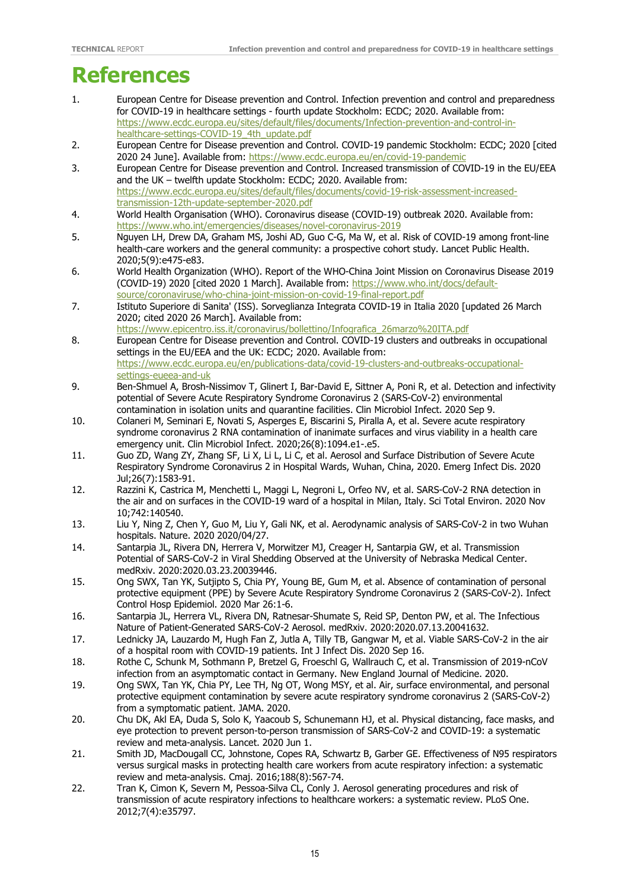# References

1. European Centre for Disease prevention and Control. Infection prevention and control and preparedness for COVID-19 in healthcare settings - fourth update Stockholm: ECDC; 2020. Available from: https://www.ecdc.europa.eu/sites/default/files/documents/Infection-prevention-and-control-in-healthcare-settings-COVID-19_4th_update.pdf
2. European Centre for Disease prevention and Control. COVID-19 pandemic Stockholm: ECDC; 2020 [cited 2020 24 June]. Available from: https://www.ecdc.europa.eu/en/covid-19-pandemic
3. European Centre for Disease prevention and Control. Increased transmission of COVID-19 in the EU/EEA and the UK – twelfth update Stockholm: ECDC; 2020. Available from: https://www.ecdc.europa.eu/sites/default/files/documents/covid-19-risk-assessment-increased-transmission-12th-update-september-2020.pdf
4. World Health Organisation (WHO). Coronavirus disease (COVID-19) outbreak 2020. Available from: https://www.who.int/emergencies/diseases/novel-coronavirus-2019
5. Nguyen LH, Drew DA, Graham MS, Joshi AD, Guo C-G, Ma W, et al. Risk of COVID-19 among front-line health-care workers and the general community: a prospective cohort study. Lancet Public Health. 2020;5(9):e475-e83.
6. World Health Organization (WHO). Report of the WHO-China Joint Mission on Coronavirus Disease 2019 (COVID-19) 2020 [cited 2020 1 March]. Available from: https://www.who.int/docs/default-source/coronaviruse/who-china-joint-mission-on-covid-19-final-report.pdf
7. Istituto Superiore di Sanita' (ISS). Sorveglianza Integrata COVID-19 in Italia 2020 [updated 26 March 2020; cited 2020 26 March]. Available from: https://www.epicentro.iss.it/coronavirus/bollettino/Infografica_26marzo%20ITA.pdf
8. European Centre for Disease prevention and Control. COVID-19 clusters and outbreaks in occupational settings in the EU/EEA and the UK: ECDC; 2020. Available from: https://www.ecdc.europa.eu/en/publications-data/covid-19-clusters-and-outbreaks-occupational-settings-eueea-and-uk
9. Ben-Shmuel A, Brosh-Nissimov T, Glinert I, Bar-David E, Sittner A, Poni R, et al. Detection and infectivity potential of Severe Acute Respiratory Syndrome Coronavirus 2 (SARS-CoV-2) environmental contamination in isolation units and quarantine facilities. Clin Microbiol Infect. 2020 Sep 9.
10. Colaneri M, Seminari E, Novati S, Asperges E, Biscarini S, Piralla A, et al. Severe acute respiratory syndrome coronavirus 2 RNA contamination of inanimate surfaces and virus viability in a health care emergency unit. Clin Microbiol Infect. 2020;26(8):1094.e1-.e5.
11. Guo ZD, Wang ZY, Zhang SF, Li X, Li L, Li C, et al. Aerosol and Surface Distribution of Severe Acute Respiratory Syndrome Coronavirus 2 in Hospital Wards, Wuhan, China, 2020. Emerg Infect Dis. 2020 Jul;26(7):1583-91.
12. Razzini K, Castrica M, Menchetti L, Maggi L, Negroni L, Orfeo NV, et al. SARS-CoV-2 RNA detection in the air and on surfaces in the COVID-19 ward of a hospital in Milan, Italy. Sci Total Environ. 2020 Nov 10;742:140540.
13. Liu Y, Ning Z, Chen Y, Guo M, Liu Y, Gali NK, et al. Aerodynamic analysis of SARS-CoV-2 in two Wuhan hospitals. Nature. 2020 2020/04/27.
14. Santarpia JL, Rivera DN, Herrera V, Morwitzer MJ, Creager H, Santarpia GW, et al. Transmission Potential of SARS-CoV-2 in Viral Shedding Observed at the University of Nebraska Medical Center. medRxiv. 2020:2020.03.23.20039446.
15. Ong SWX, Tan YK, Sutjipto S, Chia PY, Young BE, Gum M, et al. Absence of contamination of personal protective equipment (PPE) by Severe Acute Respiratory Syndrome Coronavirus 2 (SARS-CoV-2). Infect Control Hosp Epidemiol. 2020 Mar 26:1-6.
16. Santarpia JL, Herrera VL, Rivera DN, Ratnesar-Shumate S, Reid SP, Denton PW, et al. The Infectious Nature of Patient-Generated SARS-CoV-2 Aerosol. medRxiv. 2020:2020.07.13.20041632.
17. Lednicky JA, Lauzardo M, Hugh Fan Z, Jutla A, Tilly TB, Gangwar M, et al. Viable SARS-CoV-2 in the air of a hospital room with COVID-19 patients. Int J Infect Dis. 2020 Sep 16.
18. Rothe C, Schunk M, Sothmann P, Bretzel G, Froeschl G, Wallrauch C, et al. Transmission of 2019-nCoV infection from an asymptomatic contact in Germany. New England Journal of Medicine. 2020.
19. Ong SWX, Tan YK, Chia PY, Lee TH, Ng OT, Wong MSY, et al. Air, surface environmental, and personal protective equipment contamination by severe acute respiratory syndrome coronavirus 2 (SARS-CoV-2) from a symptomatic patient. JAMA. 2020.
20. Chu DK, Akl EA, Duda S, Solo K, Yaacoub S, Schunemann HJ, et al. Physical distancing, face masks, and eye protection to prevent person-to-person transmission of SARS-CoV-2 and COVID-19: a systematic review and meta-analysis. Lancet. 2020 Jun 1.
21. Smith JD, MacDougall CC, Johnstone, Copes RA, Schwartz B, Garber GE. Effectiveness of N95 respirators versus surgical masks in protecting health care workers from acute respiratory infection: a systematic review and meta-analysis. Cmaj. 2016;188(8):567-74.
22. Tran K, Cimon K, Severn M, Pessoa-Silva CL, Conly J. Aerosol generating procedures and risk of transmission of acute respiratory infections to healthcare workers: a systematic review. PLoS One. 2012;7(4):e35797.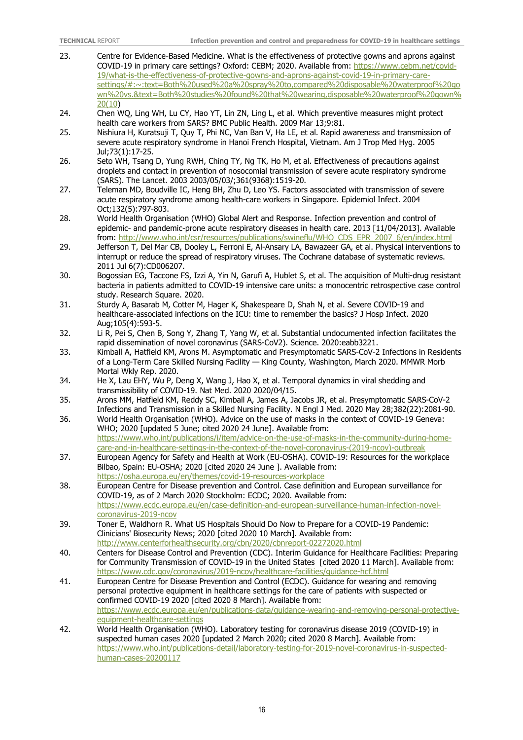23. Centre for Evidence-Based Medicine. What is the effectiveness of protective gowns and aprons against COVID-19 in primary care settings? Oxford: CEBM; 2020. Available from: https://www.cebm.net/covid-19/what-is-the-effectiveness-of-protective-gowns-and-aprons-against-covid-19-in-primary-care-settings/#:~:text=Both%20used%20a%20spray%20to,compared%20disposable%20waterproof%20gown%20vs.&text=Both%20studies%20found%20that%20wearing,disposable%20waterproof%20gown%20(10)
24. Chen WQ, Ling WH, Lu CY, Hao YT, Lin ZN, Ling L, et al. Which preventive measures might protect health care workers from SARS? BMC Public Health. 2009 Mar 13;9:81.
25. Nishiura H, Kuratsuji T, Quy T, Phi NC, Van Ban V, Ha LE, et al. Rapid awareness and transmission of severe acute respiratory syndrome in Hanoi French Hospital, Vietnam. Am J Trop Med Hyg. 2005 Jul;73(1):17-25.
26. Seto WH, Tsang D, Yung RWH, Ching TY, Ng TK, Ho M, et al. Effectiveness of precautions against droplets and contact in prevention of nosocomial transmission of severe acute respiratory syndrome (SARS). The Lancet. 2003 2003/05/03/;361(9368):1519-20.
27. Teleman MD, Boudville IC, Heng BH, Zhu D, Leo YS. Factors associated with transmission of severe acute respiratory syndrome among health-care workers in Singapore. Epidemiol Infect. 2004 Oct;132(5):797-803.
28. World Health Organisation (WHO) Global Alert and Response. Infection prevention and control of epidemic- and pandemic-prone acute respiratory diseases in health care. 2013 [11/04/2013]. Available from: http://www.who.int/csr/resources/publications/swineflu/WHO_CDS_EPR_2007_6/en/index.html
29. Jefferson T, Del Mar CB, Dooley L, Ferroni E, Al-Ansary LA, Bawazeer GA, et al. Physical interventions to interrupt or reduce the spread of respiratory viruses. The Cochrane database of systematic reviews. 2011 Jul 6(7):CD006207.
30. Bogossian EG, Taccone FS, Izzi A, Yin N, Garufi A, Hublet S, et al. The acquisition of Multi-drug resistant bacteria in patients admitted to COVID-19 intensive care units: a monocentric retrospective case control study. Research Square. 2020.
31. Sturdy A, Basarab M, Cotter M, Hager K, Shakespeare D, Shah N, et al. Severe COVID-19 and healthcare-associated infections on the ICU: time to remember the basics? J Hosp Infect. 2020 Aug;105(4):593-5.
32. Li R, Pei S, Chen B, Song Y, Zhang T, Yang W, et al. Substantial undocumented infection facilitates the rapid dissemination of novel coronavirus (SARS-CoV2). Science. 2020:eabb3221.
33. Kimball A, Hatfield KM, Arons M. Asymptomatic and Presymptomatic SARS-CoV-2 Infections in Residents of a Long-Term Care Skilled Nursing Facility — King County, Washington, March 2020. MMWR Morb Mortal Wkly Rep. 2020.
34. He X, Lau EHY, Wu P, Deng X, Wang J, Hao X, et al. Temporal dynamics in viral shedding and transmissibility of COVID-19. Nat Med. 2020 2020/04/15.
35. Arons MM, Hatfield KM, Reddy SC, Kimball A, James A, Jacobs JR, et al. Presymptomatic SARS-CoV-2 Infections and Transmission in a Skilled Nursing Facility. N Engl J Med. 2020 May 28;382(22):2081-90.
36. World Health Organisation (WHO). Advice on the use of masks in the context of COVID-19 Geneva: WHO; 2020 [updated 5 June; cited 2020 24 June]. Available from: https://www.who.int/publications/i/item/advice-on-the-use-of-masks-in-the-community-during-home-care-and-in-healthcare-settings-in-the-context-of-the-novel-coronavirus-(2019-ncov)-outbreak
37. European Agency for Safety and Health at Work (EU-OSHA). COVID-19: Resources for the workplace Bilbao, Spain: EU-OSHA; 2020 [cited 2020 24 June ]. Available from: https://osha.europa.eu/en/themes/covid-19-resources-workplace
38. European Centre for Disease prevention and Control. Case definition and European surveillance for COVID-19, as of 2 March 2020 Stockholm: ECDC; 2020. Available from: https://www.ecdc.europa.eu/en/case-definition-and-european-surveillance-human-infection-novel-coronavirus-2019-ncov
39. Toner E, Waldhorn R. What US Hospitals Should Do Now to Prepare for a COVID-19 Pandemic: Clinicians' Biosecurity News; 2020 [cited 2020 10 March]. Available from: http://www.centerforhealthsecurity.org/cbn/2020/cbnreport-02272020.html
40. Centers for Disease Control and Prevention (CDC). Interim Guidance for Healthcare Facilities: Preparing for Community Transmission of COVID-19 in the United States [cited 2020 11 March]. Available from: https://www.cdc.gov/coronavirus/2019-ncov/healthcare-facilities/guidance-hcf.html
41. European Centre for Disease Prevention and Control (ECDC). Guidance for wearing and removing personal protective equipment in healthcare settings for the care of patients with suspected or confirmed COVID-19 2020 [cited 2020 8 March]. Available from: https://www.ecdc.europa.eu/en/publications-data/guidance-wearing-and-removing-personal-protective-equipment-healthcare-settings
42. World Health Organisation (WHO). Laboratory testing for coronavirus disease 2019 (COVID-19) in suspected human cases 2020 [updated 2 March 2020; cited 2020 8 March]. Available from: https://www.who.int/publications-detail/laboratory-testing-for-2019-novel-coronavirus-in-suspected-human-cases-20200117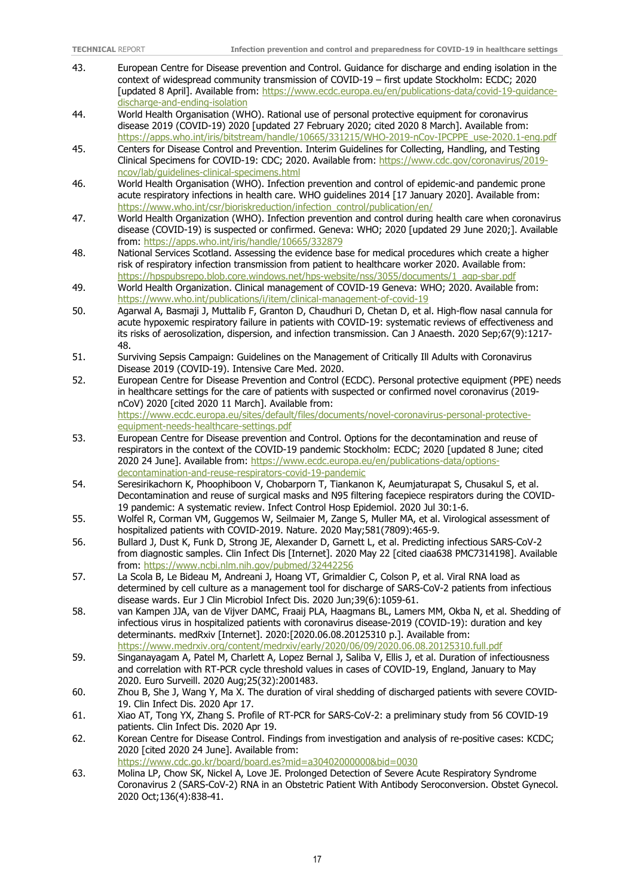43. European Centre for Disease prevention and Control. Guidance for discharge and ending isolation in the context of widespread community transmission of COVID-19 – first update Stockholm: ECDC; 2020 [updated 8 April]. Available from: https://www.ecdc.europa.eu/en/publications-data/covid-19-guidance-discharge-and-ending-isolation
44. World Health Organisation (WHO). Rational use of personal protective equipment for coronavirus disease 2019 (COVID-19) 2020 [updated 27 February 2020; cited 2020 8 March]. Available from: https://apps.who.int/iris/bitstream/handle/10665/331215/WHO-2019-nCov-IPCPPE_use-2020.1-eng.pdf
45. Centers for Disease Control and Prevention. Interim Guidelines for Collecting, Handling, and Testing Clinical Specimens for COVID-19: CDC; 2020. Available from: https://www.cdc.gov/coronavirus/2019-ncov/lab/guidelines-clinical-specimens.html
46. World Health Organisation (WHO). Infection prevention and control of epidemic-and pandemic prone acute respiratory infections in health care. WHO guidelines 2014 [17 January 2020]. Available from: https://www.who.int/csr/bioriskreduction/infection_control/publication/en/
47. World Health Organization (WHO). Infection prevention and control during health care when coronavirus disease (COVID-19) is suspected or confirmed. Geneva: WHO; 2020 [updated 29 June 2020;]. Available from: https://apps.who.int/iris/handle/10665/332879
48. National Services Scotland. Assessing the evidence base for medical procedures which create a higher risk of respiratory infection transmission from patient to healthcare worker 2020. Available from: https://hpspubsrepo.blob.core.windows.net/hps-website/nss/3055/documents/1_agp-sbar.pdf
49. World Health Organization. Clinical management of COVID-19 Geneva: WHO; 2020. Available from: https://www.who.int/publications/i/item/clinical-management-of-covid-19
50. Agarwal A, Basmaji J, Muttalib F, Granton D, Chaudhuri D, Chetan D, et al. High-flow nasal cannula for acute hypoxemic respiratory failure in patients with COVID-19: systematic reviews of effectiveness and its risks of aerosolization, dispersion, and infection transmission. Can J Anaesth. 2020 Sep;67(9):1217-48.
51. Surviving Sepsis Campaign: Guidelines on the Management of Critically Ill Adults with Coronavirus Disease 2019 (COVID-19). Intensive Care Med. 2020.
52. European Centre for Disease Prevention and Control (ECDC). Personal protective equipment (PPE) needs in healthcare settings for the care of patients with suspected or confirmed novel coronavirus (2019-nCoV) 2020 [cited 2020 11 March]. Available from: https://www.ecdc.europa.eu/sites/default/files/documents/novel-coronavirus-personal-protective-equipment-needs-healthcare-settings.pdf
53. European Centre for Disease Prevention and Control. Options for the decontamination and reuse of respirators in the context of the COVID-19 pandemic Stockholm: ECDC; 2020 [updated 8 June; cited 2020 24 June]. Available from: https://www.ecdc.europa.eu/en/publications-data/options-decontamination-and-reuse-respirators-covid-19-pandemic
54. Seresirikachorn K, Phoophiboon V, Chobarporn T, Tiankanon K, Aeumjaturapat S, Chusakul S, et al. Decontamination and reuse of surgical masks and N95 filtering facepiece respirators during the COVID-19 pandemic: A systematic review. Infect Control Hosp Epidemiol. 2020 Jul 30:1-6.
55. Wolfel R, Corman VM, Guggemos W, Seilmaier M, Zange S, Muller MA, et al. Virological assessment of hospitalized patients with COVID-2019. Nature. 2020 May;581(7809):465-9.
56. Bullard J, Dust K, Funk D, Strong JE, Alexander D, Garnett L, et al. Predicting infectious SARS-CoV-2 from diagnostic samples. Clin Infect Dis [Internet]. 2020 May 22 [cited ciaa638 PMC7314198]. Available from: https://www.ncbi.nlm.nih.gov/pubmed/32442256
57. La Scola B, Le Bideau M, Andreani J, Hoang VT, Grimaldier C, Colson P, et al. Viral RNA load as determined by cell culture as a management tool for discharge of SARS-CoV-2 patients from infectious disease wards. Eur J Clin Microbiol Infect Dis. 2020 Jun;39(6):1059-61.
58. van Kampen JJA, van de Vijver DAMC, Fraaij PLA, Haagmans BL, Lamers MM, Okba N, et al. Shedding of infectious virus in hospitalized patients with coronavirus disease-2019 (COVID-19): duration and key determinants. medRxiv [Internet]. 2020:[2020.06.08.20125310 p.]. Available from: https://www.medrxiv.org/content/medrxiv/early/2020/06/09/2020.06.08.20125310.full.pdf
59. Singanayagam A, Patel M, Charlett A, Lopez Bernal J, Saliba V, Ellis J, et al. Duration of infectiousness and correlation with RT-PCR cycle threshold values in cases of COVID-19, England, January to May 2020. Euro Surveill. 2020 Aug;25(32):2001483.
60. Zhou B, She J, Wang Y, Ma X. The duration of viral shedding of discharged patients with severe COVID-19. Clin Infect Dis. 2020 Apr 17.
61. Xiao AT, Tong YX, Zhang S. Profile of RT-PCR for SARS-CoV-2: a preliminary study from 56 COVID-19 patients. Clin Infect Dis. 2020 Apr 19.
62. Korean Centre for Disease Control. Findings from investigation and analysis of re-positive cases: KCDC; 2020 [cited 2020 24 June]. Available from: https://www.cdc.go.kr/board/board.es?mid=a30402000000&bid=0030
63. Molina LP, Chow SK, Nickel A, Love JE. Prolonged Detection of Severe Acute Respiratory Syndrome Coronavirus 2 (SARS-CoV-2) RNA in an Obstetric Patient With Antibody Seroconversion. Obstet Gynecol. 2020 Oct;136(4):838-41.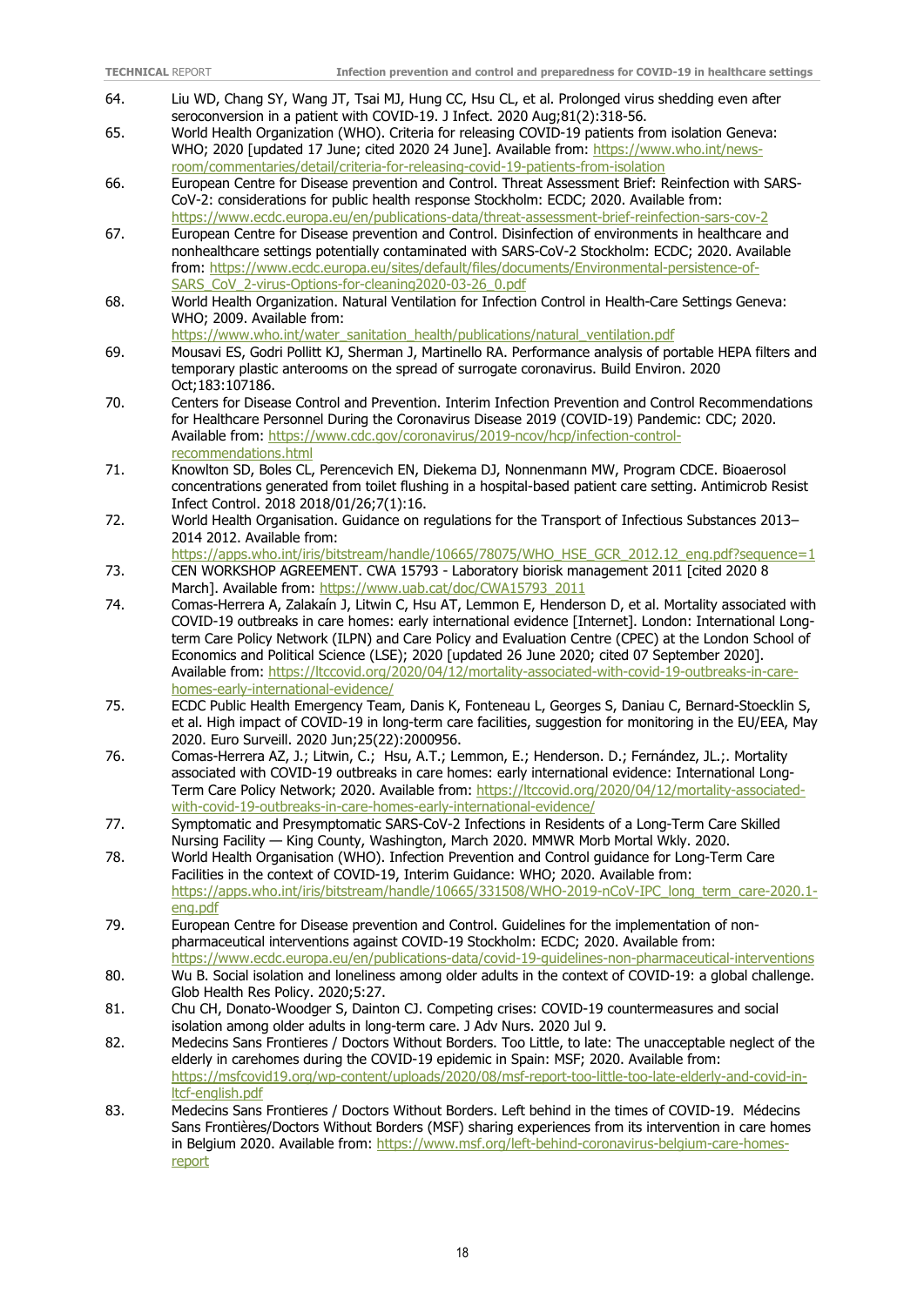64. Liu WD, Chang SY, Wang JT, Tsai MJ, Hung CC, Hsu CL, et al. Prolonged virus shedding even after seroconversion in a patient with COVID-19. J Infect. 2020 Aug;81(2):318-56.
65. World Health Organization (WHO). Criteria for releasing COVID-19 patients from isolation Geneva: WHO; 2020 [updated 17 June; cited 2020 24 June]. Available from: https://www.who.int/news-room/commentaries/detail/criteria-for-releasing-covid-19-patients-from-isolation
66. European Centre for Disease prevention and Control. Threat Assessment Brief: Reinfection with SARS-CoV-2: considerations for public health response Stockholm: ECDC; 2020. Available from: https://www.ecdc.europa.eu/en/publications-data/threat-assessment-brief-reinfection-sars-cov-2
67. European Centre for Disease prevention and Control. Disinfection of environments in healthcare and nonhealthcare settings potentially contaminated with SARS-CoV-2 Stockholm: ECDC; 2020. Available from: https://www.ecdc.europa.eu/sites/default/files/documents/Environmental-persistence-of-SARS_CoV_2-virus-Options-for-cleaning2020-03-26_0.pdf
68. World Health Organization. Natural Ventilation for Infection Control in Health-Care Settings Geneva: WHO; 2009. Available from: https://www.who.int/water_sanitation_health/publications/natural_ventilation.pdf
69. Mousavi ES, Godri Pollitt KJ, Sherman J, Martinello RA. Performance analysis of portable HEPA filters and temporary plastic anterooms on the spread of surrogate coronavirus. Build Environ. 2020 Oct;183:107186.
70. Centers for Disease Control and Prevention. Interim Infection Prevention and Control Recommendations for Healthcare Personnel During the Coronavirus Disease 2019 (COVID-19) Pandemic: CDC; 2020. Available from: https://www.cdc.gov/coronavirus/2019-ncov/hcp/infection-control-recommendations.html
71. Knowlton SD, Boles CL, Perencevich EN, Diekema DJ, Nonnenmann MW, Program CDCE. Bioaerosol concentrations generated from toilet flushing in a hospital-based patient care setting. Antimicrob Resist Infect Control. 2018 2018/01/26;7(1):16.
72. World Health Organisation. Guidance on regulations for the Transport of Infectious Substances 2013–2014 2012. Available from: https://apps.who.int/iris/bitstream/handle/10665/78075/WHO_HSE_GCR_2012.12_eng.pdf?sequence=1
73. CEN WORKSHOP AGREEMENT. CWA 15793 - Laboratory biorisk management 2011 [cited 2020 8 March]. Available from: https://www.uab.cat/doc/CWA15793_2011
74. Comas-Herrera A, Zalakaín J, Litwin C, Hsu AT, Lemmon E, Henderson D, et al. Mortality associated with COVID-19 outbreaks in care homes: early international evidence [Internet]. London: International Long-term Care Policy Network (ILPN) and Care Policy and Evaluation Centre (CPEC) at the London School of Economics and Political Science (LSE); 2020 [updated 26 June 2020; cited 07 September 2020]. Available from: https://ltccovid.org/2020/04/12/mortality-associated-with-covid-19-outbreaks-in-care-homes-early-international-evidence/
75. ECDC Public Health Emergency Team, Danis K, Fonteneau L, Georges S, Daniau C, Bernard-Stoecklin S, et al. High impact of COVID-19 in long-term care facilities, suggestion for monitoring in the EU/EEA, May 2020. Euro Surveill. 2020 Jun;25(22):2000956.
76. Comas-Herrera AZ, J.; Litwin, C.; Hsu, A.T.; Lemmon, E.; Henderson. D.; Fernández, JL.;. Mortality associated with COVID-19 outbreaks in care homes: early international evidence: International Long-Term Care Policy Network; 2020. Available from: https://ltccovid.org/2020/04/12/mortality-associated-with-covid-19-outbreaks-in-care-homes-early-international-evidence/
77. Symptomatic and Presymptomatic SARS-CoV-2 Infections in Residents of a Long-Term Care Skilled Nursing Facility — King County, Washington, March 2020. MMWR Morb Mortal Wkly. 2020.
78. World Health Organisation (WHO). Infection Prevention and Control guidance for Long-Term Care Facilities in the context of COVID-19, Interim Guidance: WHO; 2020. Available from: https://apps.who.int/iris/bitstream/handle/10665/331508/WHO-2019-nCoV-IPC_long_term_care-2020.1-eng.pdf
79. European Centre for Disease prevention and Control. Guidelines for the implementation of non-pharmaceutical interventions against COVID-19 Stockholm: ECDC; 2020. Available from: https://www.ecdc.europa.eu/en/publications-data/covid-19-guidelines-non-pharmaceutical-interventions
80. Wu B. Social isolation and loneliness among older adults in the context of COVID-19: a global challenge. Glob Health Res Policy. 2020;5:27.
81. Chu CH, Donato-Woodger S, Dainton CJ. Competing crises: COVID-19 countermeasures and social isolation among older adults in long-term care. J Adv Nurs. 2020 Jul 9.
82. Medecins Sans Frontieres / Doctors Without Borders. Too Little, to late: The unacceptable neglect of the elderly in carehomes during the COVID-19 epidemic in Spain: MSF; 2020. Available from: https://msfcovid19.org/wp-content/uploads/2020/08/msf-report-too-little-too-late-elderly-and-covid-in-ltcf-english.pdf
83. Medecins Sans Frontieres / Doctors Without Borders. Left behind in the times of COVID-19. Médecins Sans Frontières/Doctors Without Borders (MSF) sharing experiences from its intervention in care homes in Belgium 2020. Available from: https://www.msf.org/left-behind-coronavirus-belgium-care-homes-report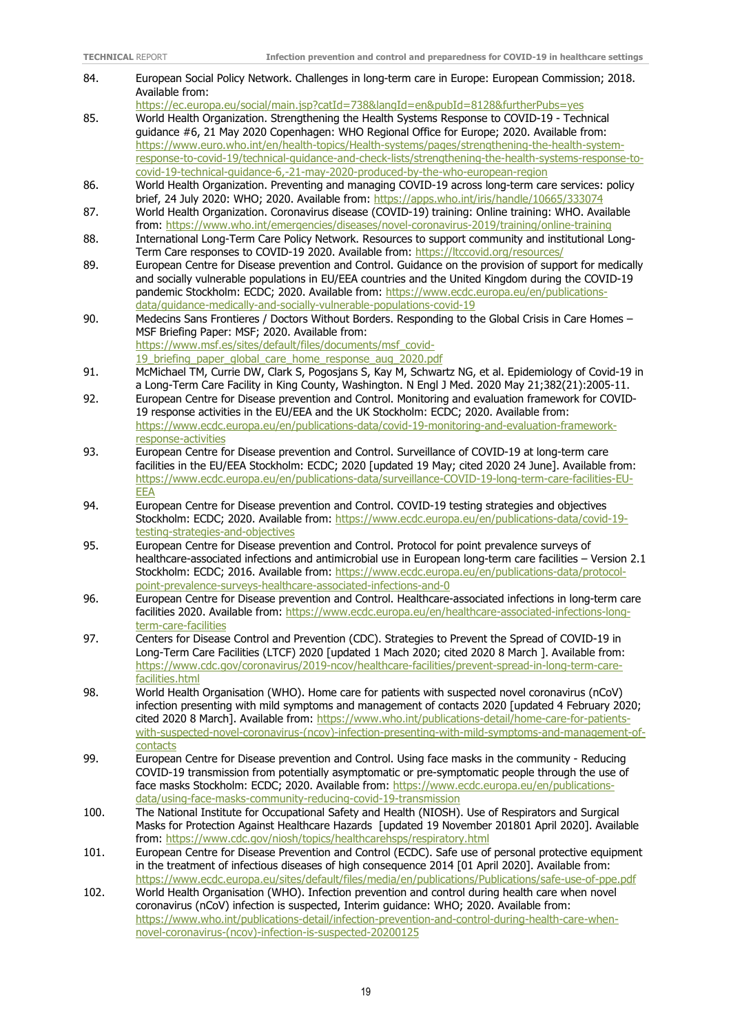84. European Social Policy Network. Challenges in long-term care in Europe: European Commission; 2018. Available from: https://ec.europa.eu/social/main.jsp?catId=738&langId=en&pubId=8128&furtherPubs=yes
85. World Health Organization. Strengthening the Health Systems Response to COVID-19 - Technical guidance #6, 21 May 2020 Copenhagen: WHO Regional Office for Europe; 2020. Available from: https://www.euro.who.int/en/health-topics/Health-systems/pages/strengthening-the-health-system-response-to-covid-19/technical-guidance-and-check-lists/strengthening-the-health-systems-response-to-covid-19-technical-guidance-6,-21-may-2020-produced-by-the-who-european-region
86. World Health Organization. Preventing and managing COVID-19 across long-term care services: policy brief, 24 July 2020: WHO; 2020. Available from: https://apps.who.int/iris/handle/10665/333074
87. World Health Organization. Coronavirus disease (COVID-19) training: Online training: WHO. Available from: https://www.who.int/emergencies/diseases/novel-coronavirus-2019/training/online-training
88. International Long-Term Care Policy Network. Resources to support community and institutional Long-Term Care responses to COVID-19 2020. Available from: https://ltccovid.org/resources/
89. European Centre for Disease prevention and Control. Guidance on the provision of support for medically and socially vulnerable populations in EU/EEA countries and the United Kingdom during the COVID-19 pandemic Stockholm: ECDC; 2020. Available from: https://www.ecdc.europa.eu/en/publications-data/guidance-medically-and-socially-vulnerable-populations-covid-19
90. Medecins Sans Frontieres / Doctors Without Borders. Responding to the Global Crisis in Care Homes – MSF Briefing Paper: MSF; 2020. Available from: https://www.msf.es/sites/default/files/documents/msf_covid-19_briefing_paper_global_care_home_response_aug_2020.pdf
91. McMichael TM, Currie DW, Clark S, Pogosjans S, Kay M, Schwartz NG, et al. Epidemiology of Covid-19 in a Long-Term Care Facility in King County, Washington. N Engl J Med. 2020 May 21;382(21):2005-11.
92. European Centre for Disease prevention and Control. Monitoring and evaluation framework for COVID-19 response activities in the EU/EEA and the UK Stockholm: ECDC; 2020. Available from: https://www.ecdc.europa.eu/en/publications-data/covid-19-monitoring-and-evaluation-framework-response-activities
93. European Centre for Disease prevention and Control. Surveillance of COVID-19 at long-term care facilities in the EU/EEA Stockholm: ECDC; 2020 [updated 19 May; cited 2020 24 June]. Available from: https://www.ecdc.europa.eu/en/publications-data/surveillance-COVID-19-long-term-care-facilities-EU-EEA
94. European Centre for Disease prevention and Control. COVID-19 testing strategies and objectives Stockholm: ECDC; 2020. Available from: https://www.ecdc.europa.eu/en/publications-data/covid-19-testing-strategies-and-objectives
95. European Centre for Disease prevention and Control. Protocol for point prevalence surveys of healthcare-associated infections and antimicrobial use in European long-term care facilities – Version 2.1 Stockholm: ECDC; 2016. Available from: https://www.ecdc.europa.eu/en/publications-data/protocol-point-prevalence-surveys-healthcare-associated-infections-and-0
96. European Centre for Disease prevention and Control. Healthcare-associated infections in long-term care facilities 2020. Available from: https://www.ecdc.europa.eu/en/healthcare-associated-infections-long-term-care-facilities
97. Centers for Disease Control and Prevention (CDC). Strategies to Prevent the Spread of COVID-19 in Long-Term Care Facilities (LTCF) 2020 [updated 1 Mach 2020; cited 2020 8 March ]. Available from: https://www.cdc.gov/coronavirus/2019-ncov/healthcare-facilities/prevent-spread-in-long-term-care-facilities.html
98. World Health Organisation (WHO). Home care for patients with suspected novel coronavirus (nCoV) infection presenting with mild symptoms and management of contacts 2020 [updated 4 February 2020; cited 2020 8 March]. Available from: https://www.who.int/publications-detail/home-care-for-patients-with-suspected-novel-coronavirus-(ncov)-infection-presenting-with-mild-symptoms-and-management-of-contacts
99. European Centre for Disease prevention and Control. Using face masks in the community - Reducing COVID-19 transmission from potentially asymptomatic or pre-symptomatic people through the use of face masks Stockholm: ECDC; 2020. Available from: https://www.ecdc.europa.eu/en/publications-data/using-face-masks-community-reducing-covid-19-transmission
100. The National Institute for Occupational Safety and Health (NIOSH). Use of Respirators and Surgical Masks for Protection Against Healthcare Hazards [updated 19 November 201801 April 2020]. Available from: https://www.cdc.gov/niosh/topics/healthcarehsps/respiratory.html
101. European Centre for Disease Prevention and Control (ECDC). Safe use of personal protective equipment in the treatment of infectious diseases of high consequence 2014 [01 April 2020]. Available from: https://www.ecdc.europa.eu/sites/default/files/media/en/publications/Publications/safe-use-of-ppe.pdf
102. World Health Organisation (WHO). Infection prevention and control during health care when novel coronavirus (nCoV) infection is suspected, Interim guidance: WHO; 2020. Available from: https://www.who.int/publications-detail/infection-prevention-and-control-during-health-care-when-novel-coronavirus-(ncov)-infection-is-suspected-20200125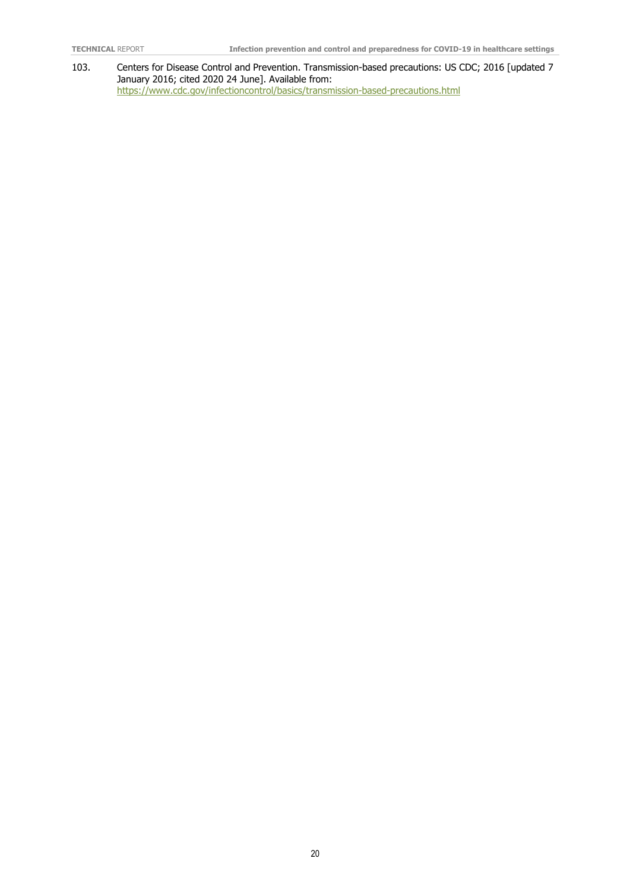103. Centers for Disease Control and Prevention. Transmission-based precautions: US CDC; 2016 [updated 7 January 2016; cited 2020 24 June]. Available from: https://www.cdc.gov/infectioncontrol/basics/transmission-based-precautions.html